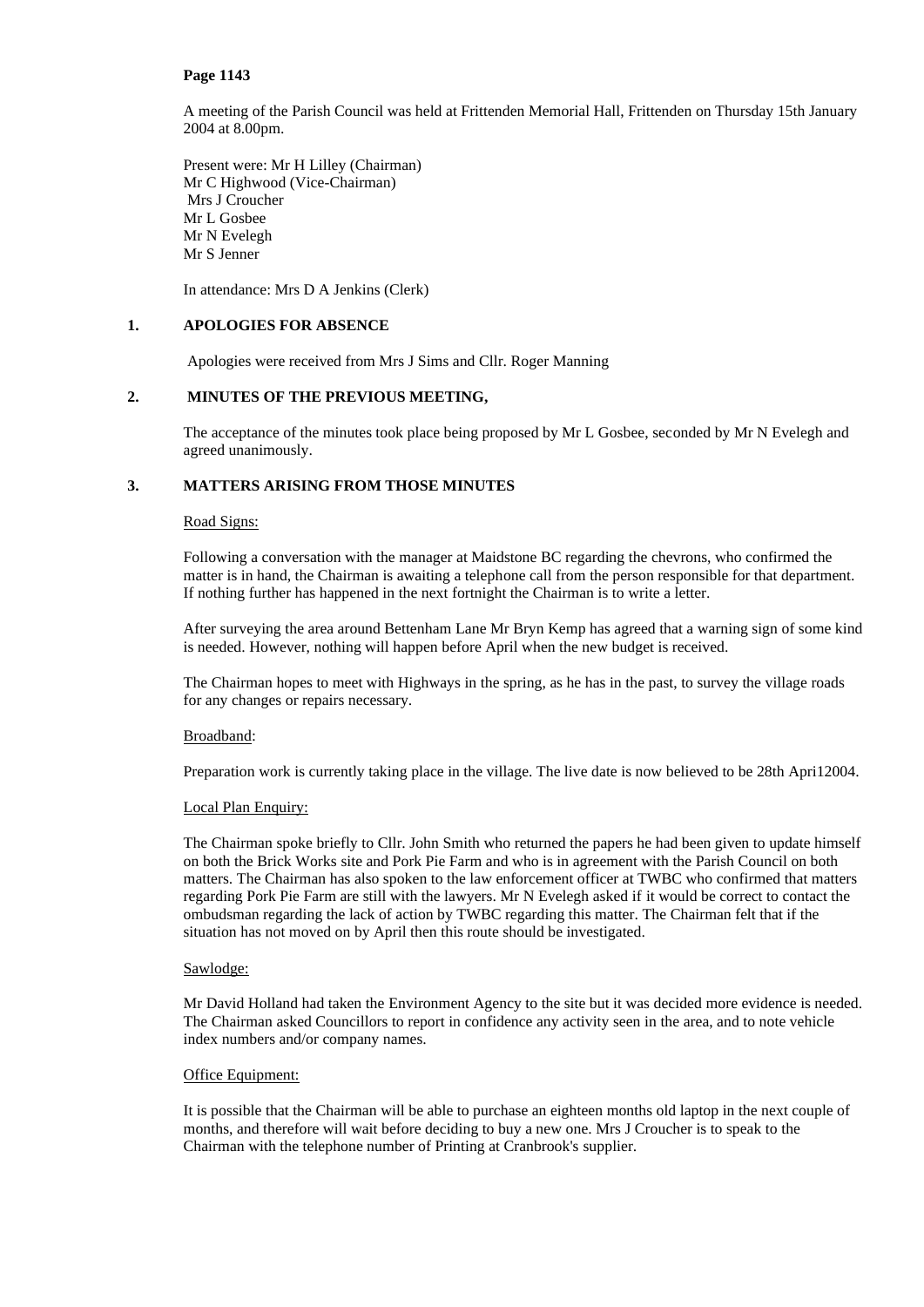**Page 1143**

A meeting of the Parish Council was held at Frittenden Memorial Hall, Frittenden on Thursday 15th January 2004 at 8.00pm.

Present were: Mr H Lilley (Chairman)
Mr C Highwood (Vice-Chairman)
Mrs J Croucher
Mr L Gosbee
Mr N Evelegh
Mr S Jenner

In attendance: Mrs D A Jenkins (Clerk)

## 1. APOLOGIES FOR ABSENCE

Apologies were received from Mrs J Sims and Cllr. Roger Manning

## 2. MINUTES OF THE PREVIOUS MEETING,

The acceptance of the minutes took place being proposed by Mr L Gosbee, seconded by Mr N Evelegh and agreed unanimously.

## 3. MATTERS ARISING FROM THOSE MINUTES

Road Signs:

Following a conversation with the manager at Maidstone BC regarding the chevrons, who confirmed the matter is in hand, the Chairman is awaiting a telephone call from the person responsible for that department. If nothing further has happened in the next fortnight the Chairman is to write a letter.

After surveying the area around Bettenham Lane Mr Bryn Kemp has agreed that a warning sign of some kind is needed. However, nothing will happen before April when the new budget is received.

The Chairman hopes to meet with Highways in the spring, as he has in the past, to survey the village roads for any changes or repairs necessary.

Broadband:

Preparation work is currently taking place in the village. The live date is now believed to be 28th Apri12004.

Local Plan Enquiry:

The Chairman spoke briefly to Cllr. John Smith who returned the papers he had been given to update himself on both the Brick Works site and Pork Pie Farm and who is in agreement with the Parish Council on both matters. The Chairman has also spoken to the law enforcement officer at TWBC who confirmed that matters regarding Pork Pie Farm are still with the lawyers. Mr N Evelegh asked if it would be correct to contact the ombudsman regarding the lack of action by TWBC regarding this matter. The Chairman felt that if the situation has not moved on by April then this route should be investigated.

Sawlodge:

Mr David Holland had taken the Environment Agency to the site but it was decided more evidence is needed. The Chairman asked Councillors to report in confidence any activity seen in the area, and to note vehicle index numbers and/or company names.

Office Equipment:

It is possible that the Chairman will be able to purchase an eighteen months old laptop in the next couple of months, and therefore will wait before deciding to buy a new one. Mrs J Croucher is to speak to the Chairman with the telephone number of Printing at Cranbrook's supplier.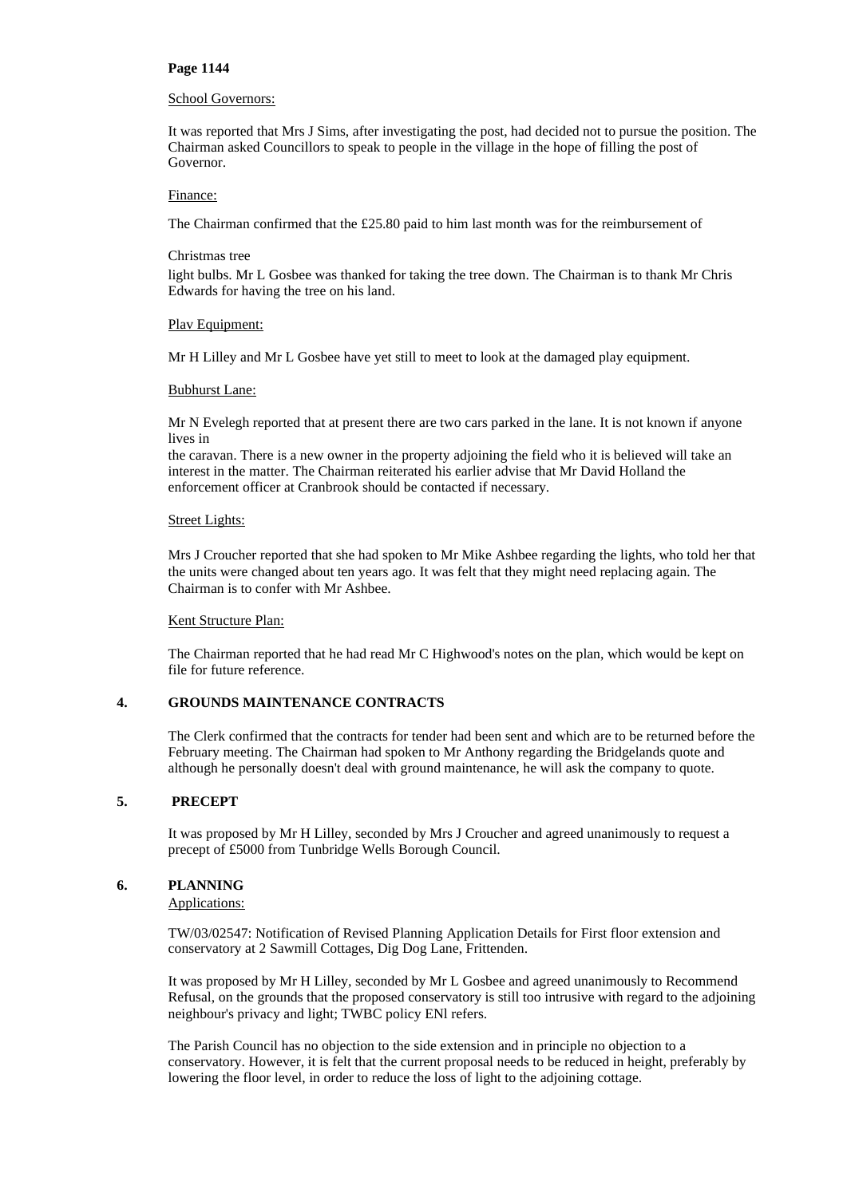**Page 1144**

School Governors:

It was reported that Mrs J Sims, after investigating the post, had decided not to pursue the position. The Chairman asked Councillors to speak to people in the village in the hope of filling the post of Governor.

Finance:

The Chairman confirmed that the £25.80 paid to him last month was for the reimbursement of

Christmas tree

light bulbs. Mr L Gosbee was thanked for taking the tree down. The Chairman is to thank Mr Chris Edwards for having the tree on his land.

Play Equipment:

Mr H Lilley and Mr L Gosbee have yet still to meet to look at the damaged play equipment.

Bubhurst Lane:

Mr N Evelegh reported that at present there are two cars parked in the lane. It is not known if anyone lives in

the caravan. There is a new owner in the property adjoining the field who it is believed will take an interest in the matter. The Chairman reiterated his earlier advise that Mr David Holland the enforcement officer at Cranbrook should be contacted if necessary.

Street Lights:

Mrs J Croucher reported that she had spoken to Mr Mike Ashbee regarding the lights, who told her that the units were changed about ten years ago. It was felt that they might need replacing again. The Chairman is to confer with Mr Ashbee.

Kent Structure Plan:

The Chairman reported that he had read Mr C Highwood's notes on the plan, which would be kept on file for future reference.

## 4. GROUNDS MAINTENANCE CONTRACTS

The Clerk confirmed that the contracts for tender had been sent and which are to be returned before the February meeting. The Chairman had spoken to Mr Anthony regarding the Bridgelands quote and although he personally doesn't deal with ground maintenance, he will ask the company to quote.

## 5. PRECEPT

It was proposed by Mr H Lilley, seconded by Mrs J Croucher and agreed unanimously to request a precept of £5000 from Tunbridge Wells Borough Council.

## 6. PLANNING

Applications:

TW/03/02547: Notification of Revised Planning Application Details for First floor extension and conservatory at 2 Sawmill Cottages, Dig Dog Lane, Frittenden.

It was proposed by Mr H Lilley, seconded by Mr L Gosbee and agreed unanimously to Recommend Refusal, on the grounds that the proposed conservatory is still too intrusive with regard to the adjoining neighbour's privacy and light; TWBC policy ENl refers.

The Parish Council has no objection to the side extension and in principle no objection to a conservatory. However, it is felt that the current proposal needs to be reduced in height, preferably by lowering the floor level, in order to reduce the loss of light to the adjoining cottage.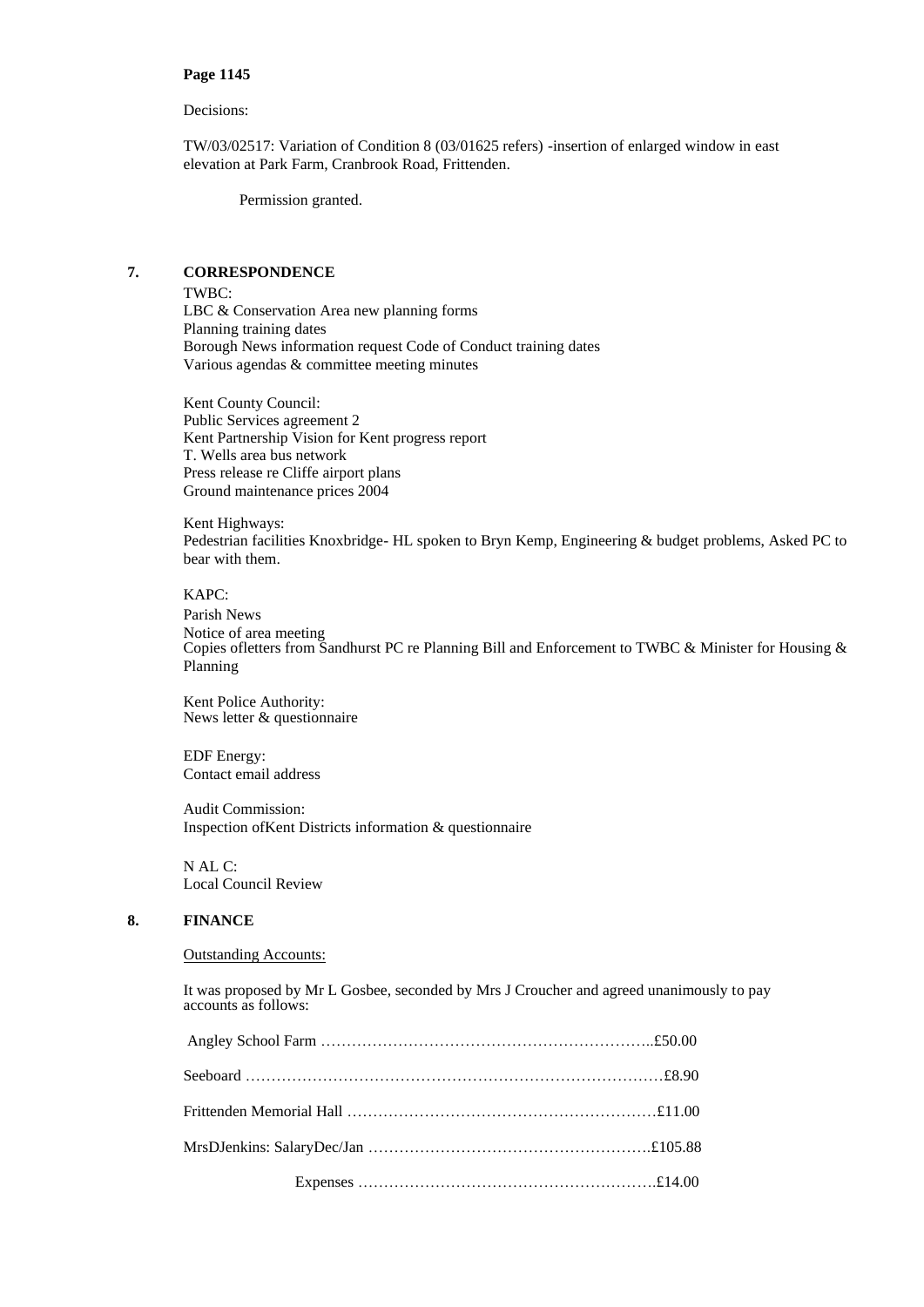**Page 1145**

Decisions:

TW/03/02517: Variation of Condition 8 (03/01625 refers) -insertion of enlarged window in east elevation at Park Farm, Cranbrook Road, Frittenden.

Permission granted.

## 7. CORRESPONDENCE

TWBC:
LBC & Conservation Area new planning forms
Planning training dates
Borough News information request Code of Conduct training dates
Various agendas & committee meeting minutes

Kent County Council:
Public Services agreement 2
Kent Partnership Vision for Kent progress report
T. Wells area bus network
Press release re Cliffe airport plans
Ground maintenance prices 2004

Kent Highways:
Pedestrian facilities Knoxbridge- HL spoken to Bryn Kemp, Engineering & budget problems, Asked PC to bear with them.

KAPC:
Parish News
Notice of area meeting
Copies ofletters from Sandhurst PC re Planning Bill and Enforcement to TWBC & Minister for Housing & Planning

Kent Police Authority:
News letter & questionnaire

EDF Energy:
Contact email address

Audit Commission:
Inspection ofKent Districts information & questionnaire

N AL C:
Local Council Review

## 8. FINANCE

Outstanding Accounts:

It was proposed by Mr L Gosbee, seconded by Mrs J Croucher and agreed unanimously to pay accounts as follows:

Angley School Farm ……………………………………………………..£50.00

Seeboard ………………………………………………………………………£8.90

Frittenden Memorial Hall ……………………………………………………£11.00

MrsDJenkins: SalaryDec/Jan ……………………………………………….£105.88

Expenses ………………………………………………….£14.00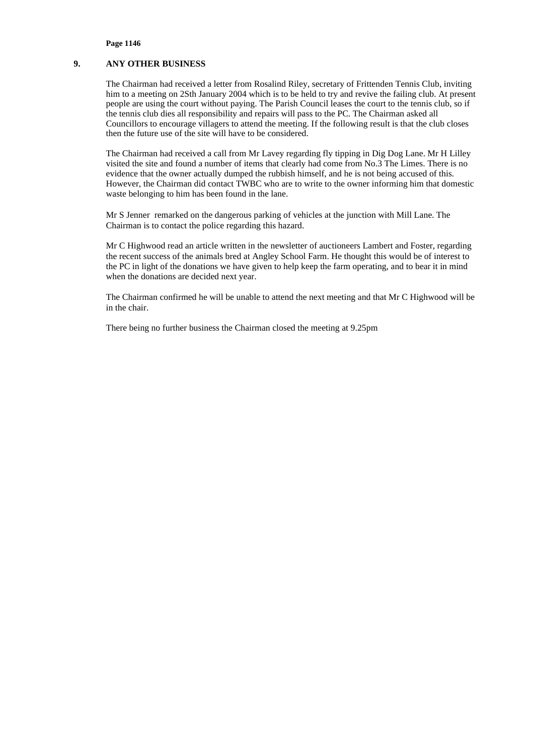## 9. ANY OTHER BUSINESS

The Chairman had received a letter from Rosalind Riley, secretary of Frittenden Tennis Club, inviting him to a meeting on 2Sth January 2004 which is to be held to try and revive the failing club. At present people are using the court without paying. The Parish Council leases the court to the tennis club, so if the tennis club dies all responsibility and repairs will pass to the PC. The Chairman asked all Councillors to encourage villagers to attend the meeting. If the following result is that the club closes then the future use of the site will have to be considered.

The Chairman had received a call from Mr Lavey regarding fly tipping in Dig Dog Lane. Mr H Lilley visited the site and found a number of items that clearly had come from No.3 The Limes. There is no evidence that the owner actually dumped the rubbish himself, and he is not being accused of this. However, the Chairman did contact TWBC who are to write to the owner informing him that domestic waste belonging to him has been found in the lane.

Mr S Jenner remarked on the dangerous parking of vehicles at the junction with Mill Lane. The Chairman is to contact the police regarding this hazard.

Mr C Highwood read an article written in the newsletter of auctioneers Lambert and Foster, regarding the recent success of the animals bred at Angley School Farm. He thought this would be of interest to the PC in light of the donations we have given to help keep the farm operating, and to bear it in mind when the donations are decided next year.

The Chairman confirmed he will be unable to attend the next meeting and that Mr C Highwood will be in the chair.

There being no further business the Chairman closed the meeting at 9.25pm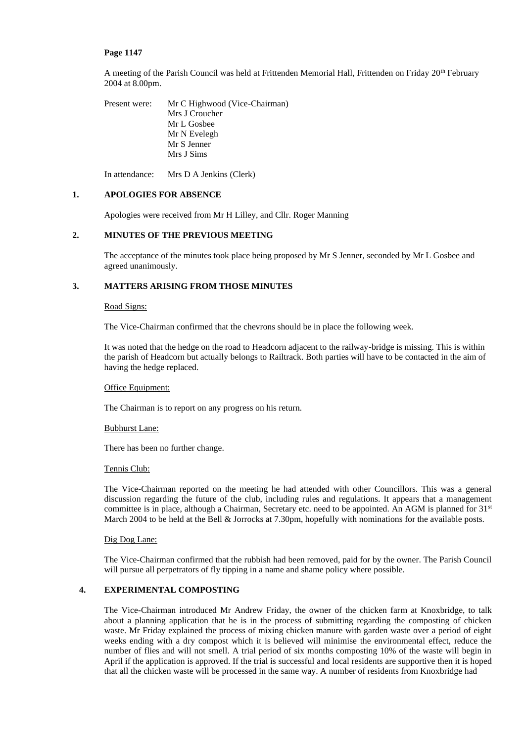**Page 1147**

A meeting of the Parish Council was held at Frittenden Memorial Hall, Frittenden on Friday 20th February 2004 at 8.00pm.

Present were: Mr C Highwood (Vice-Chairman)
Mrs J Croucher
Mr L Gosbee
Mr N Evelegh
Mr S Jenner
Mrs J Sims

In attendance: Mrs D A Jenkins (Clerk)

## 1. APOLOGIES FOR ABSENCE

Apologies were received from Mr H Lilley, and Cllr. Roger Manning

## 2. MINUTES OF THE PREVIOUS MEETING

The acceptance of the minutes took place being proposed by Mr S Jenner, seconded by Mr L Gosbee and agreed unanimously.

## 3. MATTERS ARISING FROM THOSE MINUTES

Road Signs:

The Vice-Chairman confirmed that the chevrons should be in place the following week.

It was noted that the hedge on the road to Headcorn adjacent to the railway-bridge is missing. This is within the parish of Headcorn but actually belongs to Railtrack. Both parties will have to be contacted in the aim of having the hedge replaced.

Office Equipment:

The Chairman is to report on any progress on his return.

Bubhurst Lane:

There has been no further change.

Tennis Club:

The Vice-Chairman reported on the meeting he had attended with other Councillors. This was a general discussion regarding the future of the club, including rules and regulations. It appears that a management committee is in place, although a Chairman, Secretary etc. need to be appointed. An AGM is planned for 31st March 2004 to be held at the Bell & Jorrocks at 7.30pm, hopefully with nominations for the available posts.

Dig Dog Lane:

The Vice-Chairman confirmed that the rubbish had been removed, paid for by the owner. The Parish Council will pursue all perpetrators of fly tipping in a name and shame policy where possible.

## 4. EXPERIMENTAL COMPOSTING

The Vice-Chairman introduced Mr Andrew Friday, the owner of the chicken farm at Knoxbridge, to talk about a planning application that he is in the process of submitting regarding the composting of chicken waste. Mr Friday explained the process of mixing chicken manure with garden waste over a period of eight weeks ending with a dry compost which it is believed will minimise the environmental effect, reduce the number of flies and will not smell. A trial period of six months composting 10% of the waste will begin in April if the application is approved. If the trial is successful and local residents are supportive then it is hoped that all the chicken waste will be processed in the same way. A number of residents from Knoxbridge had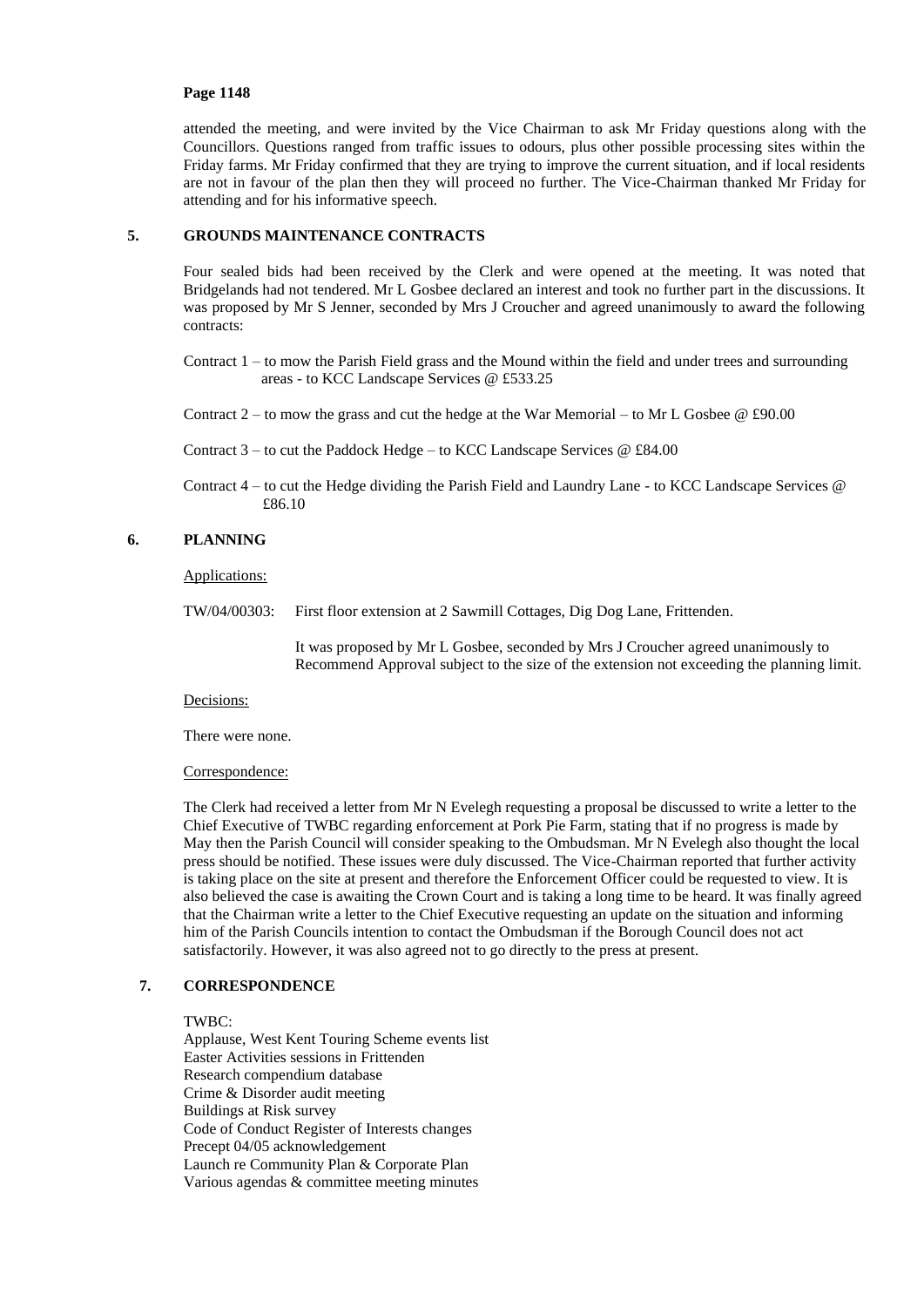attended the meeting, and were invited by the Vice Chairman to ask Mr Friday questions along with the Councillors. Questions ranged from traffic issues to odours, plus other possible processing sites within the Friday farms. Mr Friday confirmed that they are trying to improve the current situation, and if local residents are not in favour of the plan then they will proceed no further. The Vice-Chairman thanked Mr Friday for attending and for his informative speech.

## 5. GROUNDS MAINTENANCE CONTRACTS

Four sealed bids had been received by the Clerk and were opened at the meeting. It was noted that Bridgelands had not tendered. Mr L Gosbee declared an interest and took no further part in the discussions. It was proposed by Mr S Jenner, seconded by Mrs J Croucher and agreed unanimously to award the following contracts:

Contract 1 – to mow the Parish Field grass and the Mound within the field and under trees and surrounding areas - to KCC Landscape Services @ £533.25

Contract 2 – to mow the grass and cut the hedge at the War Memorial – to Mr L Gosbee @ £90.00

Contract 3 – to cut the Paddock Hedge – to KCC Landscape Services @ £84.00

Contract 4 – to cut the Hedge dividing the Parish Field and Laundry Lane - to KCC Landscape Services @ £86.10

## 6. PLANNING

Applications:

TW/04/00303: First floor extension at 2 Sawmill Cottages, Dig Dog Lane, Frittenden.

It was proposed by Mr L Gosbee, seconded by Mrs J Croucher agreed unanimously to Recommend Approval subject to the size of the extension not exceeding the planning limit.

Decisions:

There were none.

Correspondence:

The Clerk had received a letter from Mr N Evelegh requesting a proposal be discussed to write a letter to the Chief Executive of TWBC regarding enforcement at Pork Pie Farm, stating that if no progress is made by May then the Parish Council will consider speaking to the Ombudsman. Mr N Evelegh also thought the local press should be notified. These issues were duly discussed. The Vice-Chairman reported that further activity is taking place on the site at present and therefore the Enforcement Officer could be requested to view. It is also believed the case is awaiting the Crown Court and is taking a long time to be heard. It was finally agreed that the Chairman write a letter to the Chief Executive requesting an update on the situation and informing him of the Parish Councils intention to contact the Ombudsman if the Borough Council does not act satisfactorily. However, it was also agreed not to go directly to the press at present.

## 7. CORRESPONDENCE

TWBC:
Applause, West Kent Touring Scheme events list
Easter Activities sessions in Frittenden
Research compendium database
Crime & Disorder audit meeting
Buildings at Risk survey
Code of Conduct Register of Interests changes
Precept 04/05 acknowledgement
Launch re Community Plan & Corporate Plan
Various agendas & committee meeting minutes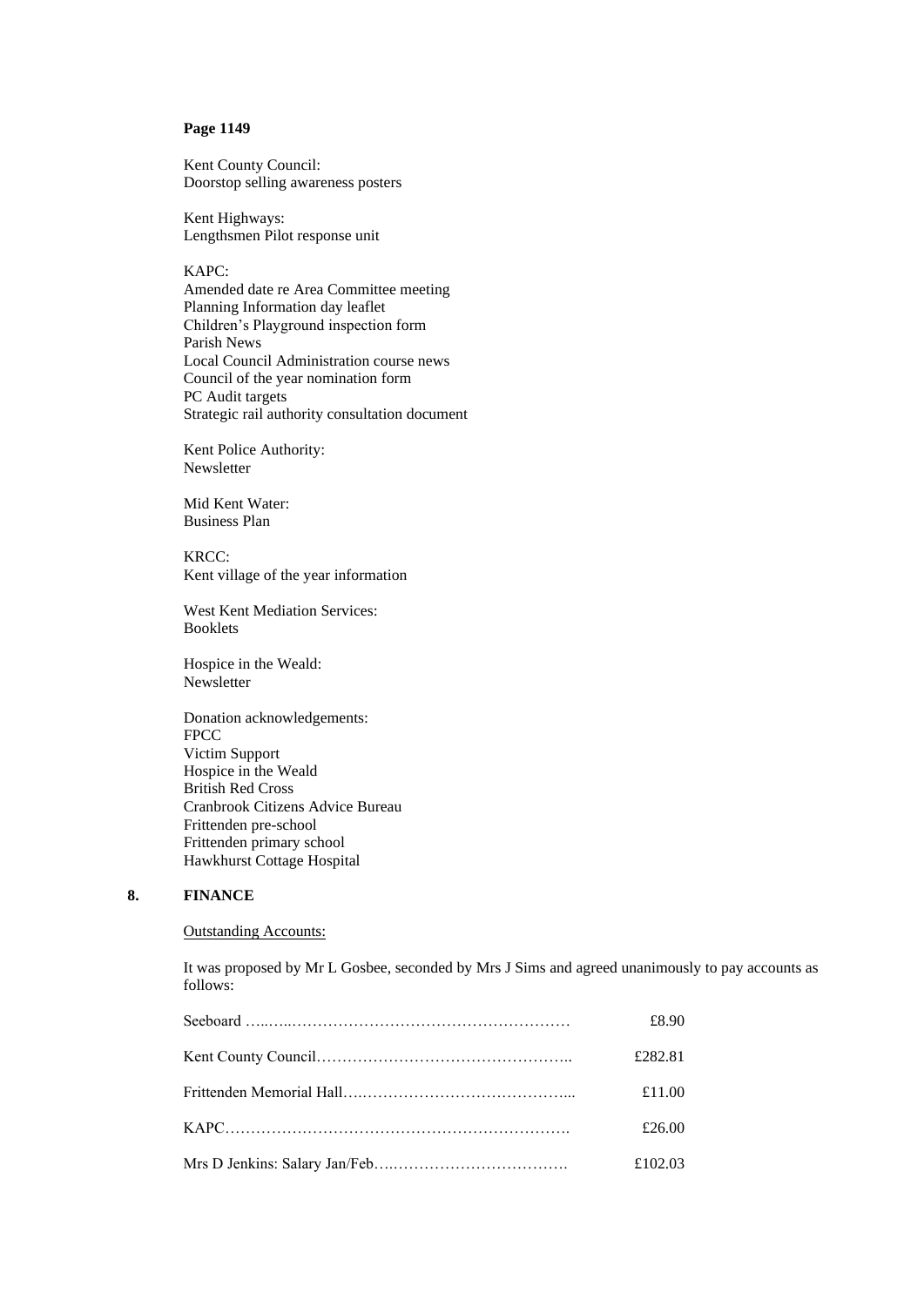**Page 1149**

Kent County Council:
Doorstop selling awareness posters

Kent Highways:
Lengthsmen Pilot response unit

KAPC:
Amended date re Area Committee meeting
Planning Information day leaflet
Children's Playground inspection form
Parish News
Local Council Administration course news
Council of the year nomination form
PC Audit targets
Strategic rail authority consultation document

Kent Police Authority:
Newsletter

Mid Kent Water:
Business Plan

KRCC:
Kent village of the year information

West Kent Mediation Services:
Booklets

Hospice in the Weald:
Newsletter

Donation acknowledgements:
FPCC
Victim Support
Hospice in the Weald
British Red Cross
Cranbrook Citizens Advice Bureau
Frittenden pre-school
Frittenden primary school
Hawkhurst Cottage Hospital

## 8. FINANCE

Outstanding Accounts:

It was proposed by Mr L Gosbee, seconded by Mrs J Sims and agreed unanimously to pay accounts as follows:

| | |
|---|---|
| Seeboard ……………………………………………………… | £8.90 |
| Kent County Council………………………………………….. | £282.81 |
| Frittenden Memorial Hall……………………………………... | £11.00 |
| KAPC………………………………………………………… | £26.00 |
| Mrs D Jenkins: Salary Jan/Feb……………………………… | £102.03 |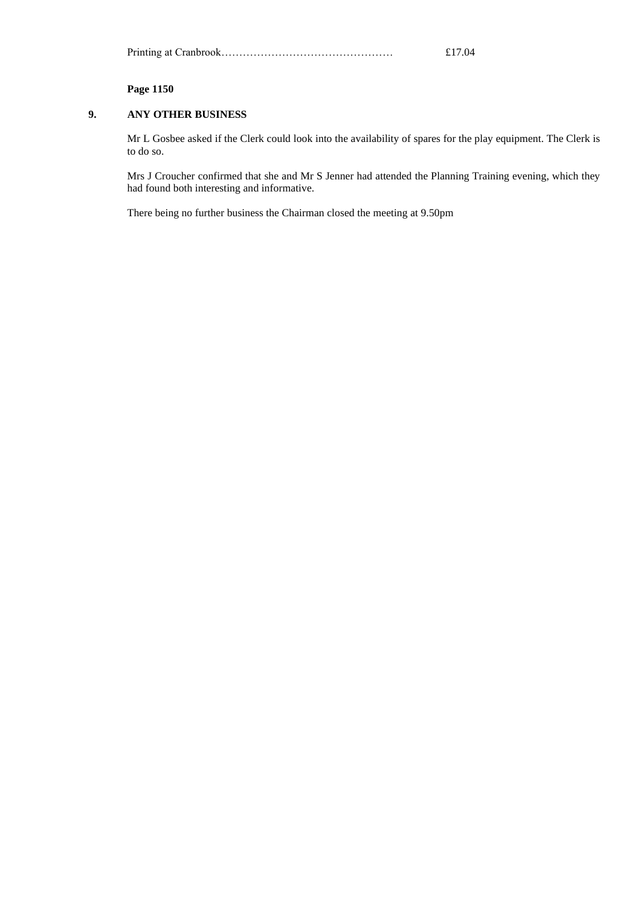Printing at Cranbrook………………………………………… £17.04

**Page 1150**

## 9. ANY OTHER BUSINESS

Mr L Gosbee asked if the Clerk could look into the availability of spares for the play equipment. The Clerk is to do so.

Mrs J Croucher confirmed that she and Mr S Jenner had attended the Planning Training evening, which they had found both interesting and informative.

There being no further business the Chairman closed the meeting at 9.50pm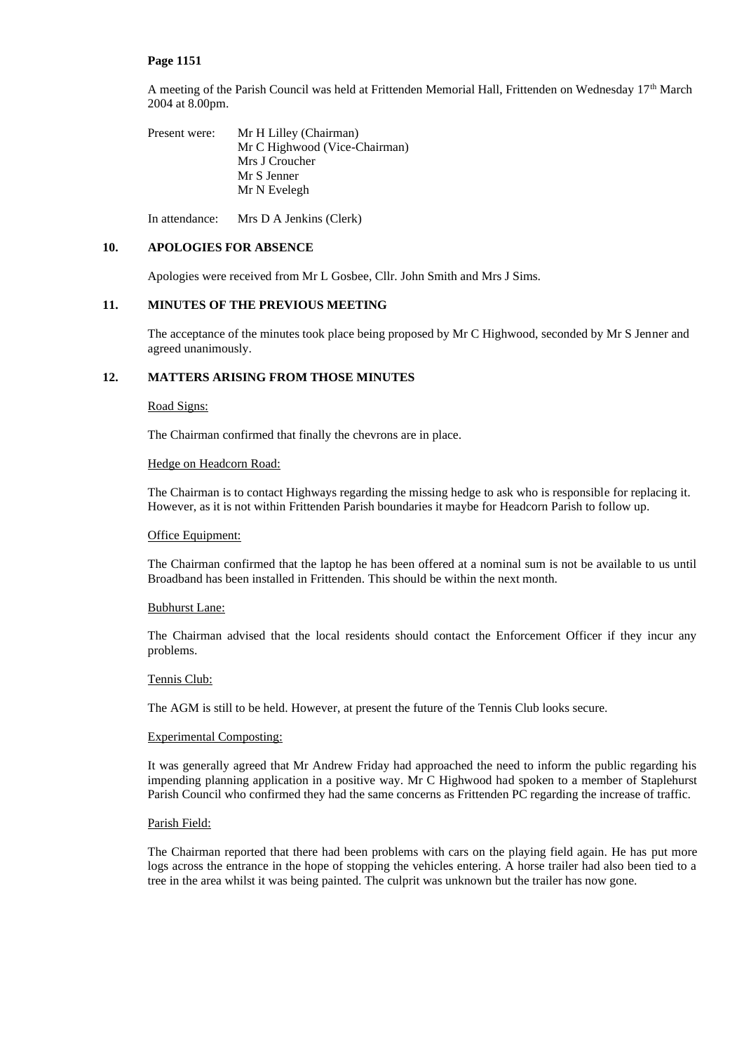**Page 1151**

A meeting of the Parish Council was held at Frittenden Memorial Hall, Frittenden on Wednesday 17th March 2004 at 8.00pm.

Present were: Mr H Lilley (Chairman)
Mr C Highwood (Vice-Chairman)
Mrs J Croucher
Mr S Jenner
Mr N Evelegh

In attendance: Mrs D A Jenkins (Clerk)

## 10. APOLOGIES FOR ABSENCE

Apologies were received from Mr L Gosbee, Cllr. John Smith and Mrs J Sims.

## 11. MINUTES OF THE PREVIOUS MEETING

The acceptance of the minutes took place being proposed by Mr C Highwood, seconded by Mr S Jenner and agreed unanimously.

## 12. MATTERS ARISING FROM THOSE MINUTES

Road Signs:

The Chairman confirmed that finally the chevrons are in place.

Hedge on Headcorn Road:

The Chairman is to contact Highways regarding the missing hedge to ask who is responsible for replacing it. However, as it is not within Frittenden Parish boundaries it maybe for Headcorn Parish to follow up.

Office Equipment:

The Chairman confirmed that the laptop he has been offered at a nominal sum is not be available to us until Broadband has been installed in Frittenden. This should be within the next month.

Bubhurst Lane:

The Chairman advised that the local residents should contact the Enforcement Officer if they incur any problems.

Tennis Club:

The AGM is still to be held. However, at present the future of the Tennis Club looks secure.

Experimental Composting:

It was generally agreed that Mr Andrew Friday had approached the need to inform the public regarding his impending planning application in a positive way. Mr C Highwood had spoken to a member of Staplehurst Parish Council who confirmed they had the same concerns as Frittenden PC regarding the increase of traffic.

Parish Field:

The Chairman reported that there had been problems with cars on the playing field again. He has put more logs across the entrance in the hope of stopping the vehicles entering. A horse trailer had also been tied to a tree in the area whilst it was being painted. The culprit was unknown but the trailer has now gone.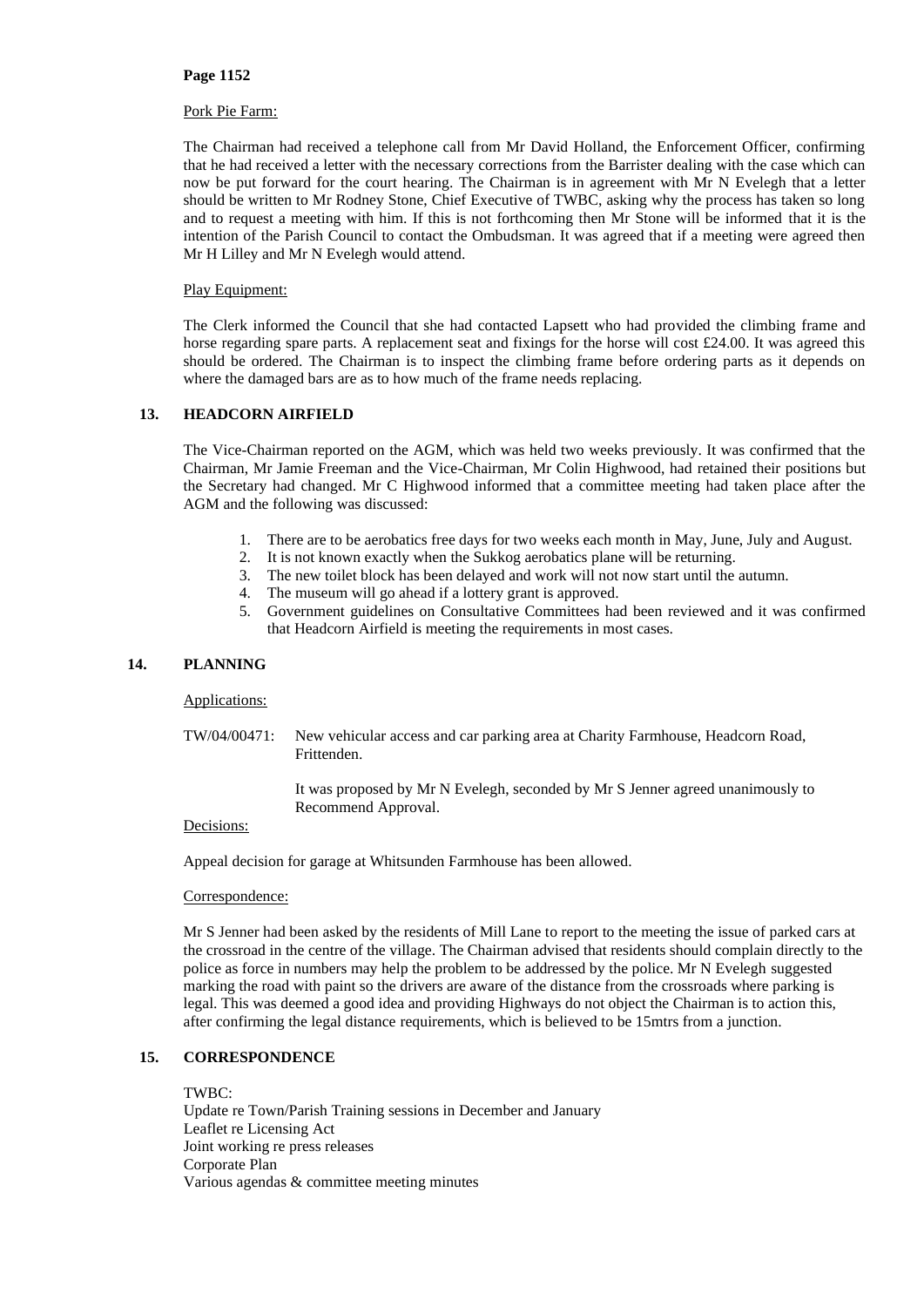**Page 1152**

Pork Pie Farm:

The Chairman had received a telephone call from Mr David Holland, the Enforcement Officer, confirming that he had received a letter with the necessary corrections from the Barrister dealing with the case which can now be put forward for the court hearing. The Chairman is in agreement with Mr N Evelegh that a letter should be written to Mr Rodney Stone, Chief Executive of TWBC, asking why the process has taken so long and to request a meeting with him. If this is not forthcoming then Mr Stone will be informed that it is the intention of the Parish Council to contact the Ombudsman. It was agreed that if a meeting were agreed then Mr H Lilley and Mr N Evelegh would attend.

Play Equipment:

The Clerk informed the Council that she had contacted Lapsett who had provided the climbing frame and horse regarding spare parts. A replacement seat and fixings for the horse will cost £24.00. It was agreed this should be ordered. The Chairman is to inspect the climbing frame before ordering parts as it depends on where the damaged bars are as to how much of the frame needs replacing.

## 13. HEADCORN AIRFIELD

The Vice-Chairman reported on the AGM, which was held two weeks previously. It was confirmed that the Chairman, Mr Jamie Freeman and the Vice-Chairman, Mr Colin Highwood, had retained their positions but the Secretary had changed. Mr C Highwood informed that a committee meeting had taken place after the AGM and the following was discussed:

1. There are to be aerobatics free days for two weeks each month in May, June, July and August.
2. It is not known exactly when the Sukkog aerobatics plane will be returning.
3. The new toilet block has been delayed and work will not now start until the autumn.
4. The museum will go ahead if a lottery grant is approved.
5. Government guidelines on Consultative Committees had been reviewed and it was confirmed that Headcorn Airfield is meeting the requirements in most cases.

## 14. PLANNING

Applications:

TW/04/00471: New vehicular access and car parking area at Charity Farmhouse, Headcorn Road, Frittenden.

It was proposed by Mr N Evelegh, seconded by Mr S Jenner agreed unanimously to Recommend Approval.

Decisions:

Appeal decision for garage at Whitsunden Farmhouse has been allowed.

Correspondence:

Mr S Jenner had been asked by the residents of Mill Lane to report to the meeting the issue of parked cars at the crossroad in the centre of the village. The Chairman advised that residents should complain directly to the police as force in numbers may help the problem to be addressed by the police. Mr N Evelegh suggested marking the road with paint so the drivers are aware of the distance from the crossroads where parking is legal. This was deemed a good idea and providing Highways do not object the Chairman is to action this, after confirming the legal distance requirements, which is believed to be 15mtrs from a junction.

## 15. CORRESPONDENCE

TWBC:
Update re Town/Parish Training sessions in December and January
Leaflet re Licensing Act
Joint working re press releases
Corporate Plan
Various agendas & committee meeting minutes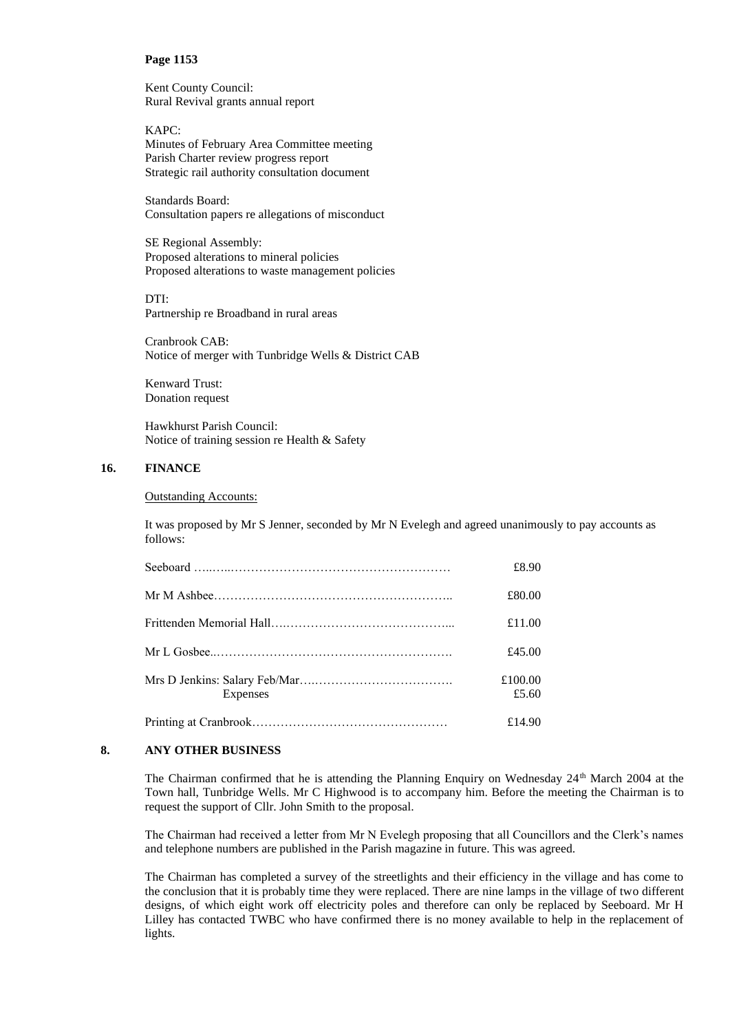**Page 1153**

Kent County Council:
Rural Revival grants annual report

KAPC:
Minutes of February Area Committee meeting
Parish Charter review progress report
Strategic rail authority consultation document

Standards Board:
Consultation papers re allegations of misconduct

SE Regional Assembly:
Proposed alterations to mineral policies
Proposed alterations to waste management policies

DTI:
Partnership re Broadband in rural areas

Cranbrook CAB:
Notice of merger with Tunbridge Wells & District CAB

Kenward Trust:
Donation request

Hawkhurst Parish Council:
Notice of training session re Health & Safety

## 16. FINANCE

Outstanding Accounts:

It was proposed by Mr S Jenner, seconded by Mr N Evelegh and agreed unanimously to pay accounts as follows:

| | |
|---|---|
| Seeboard ……..…………………………………………… | £8.90 |
| Mr M Ashbee……………………………………………….. | £80.00 |
| Frittenden Memorial Hall….…………………………………... | £11.00 |
| Mr L Gosbee..………………………………………………. | £45.00 |
| Mrs D Jenkins: Salary Feb/Mar….……………………………. | £100.00 |
| Expenses | £5.60 |
| Printing at Cranbrook………………………………………… | £14.90 |

## 8. ANY OTHER BUSINESS

The Chairman confirmed that he is attending the Planning Enquiry on Wednesday 24th March 2004 at the Town hall, Tunbridge Wells. Mr C Highwood is to accompany him. Before the meeting the Chairman is to request the support of Cllr. John Smith to the proposal.

The Chairman had received a letter from Mr N Evelegh proposing that all Councillors and the Clerk's names and telephone numbers are published in the Parish magazine in future. This was agreed.

The Chairman has completed a survey of the streetlights and their efficiency in the village and has come to the conclusion that it is probably time they were replaced. There are nine lamps in the village of two different designs, of which eight work off electricity poles and therefore can only be replaced by Seeboard. Mr H Lilley has contacted TWBC who have confirmed there is no money available to help in the replacement of lights.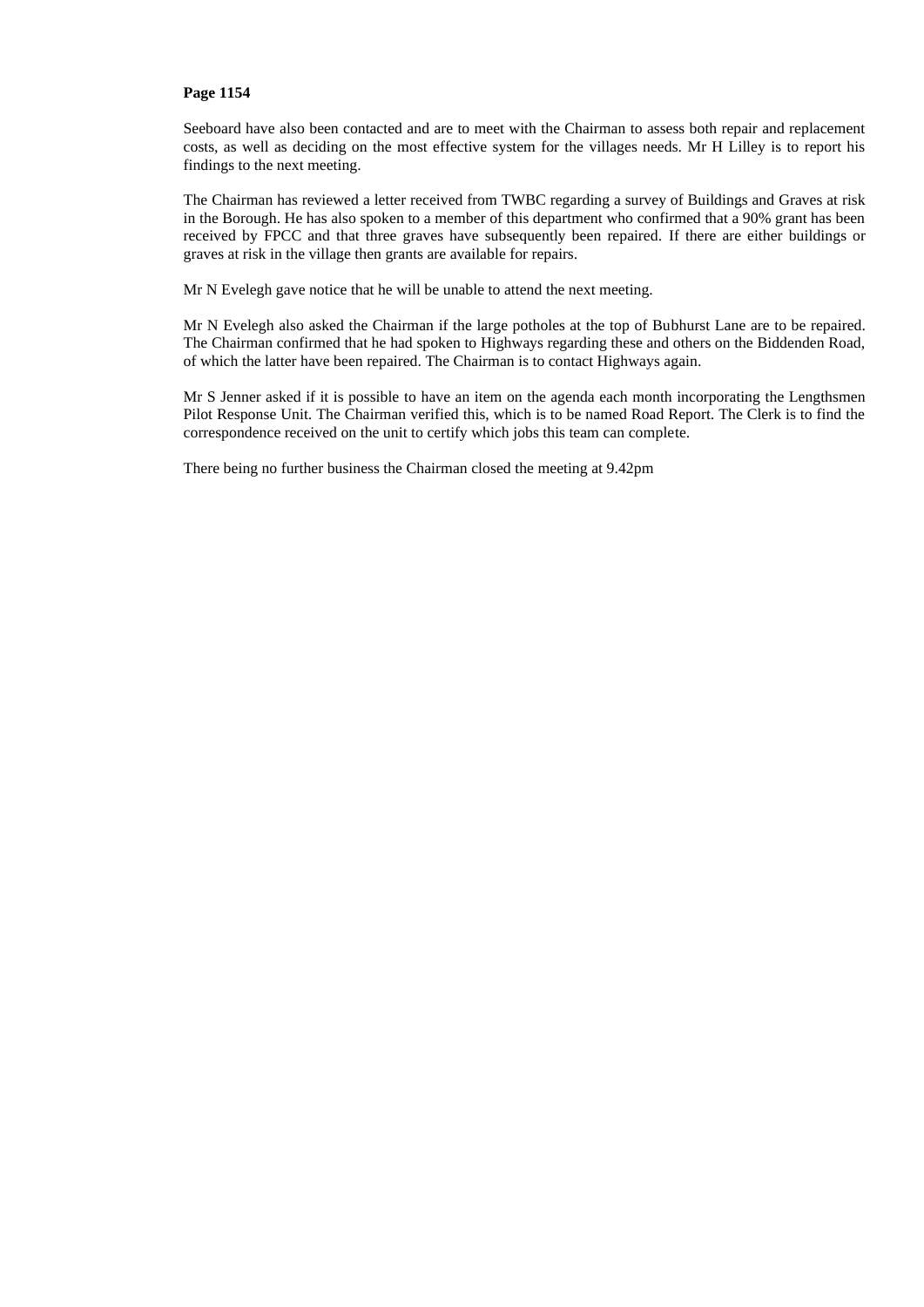**Page 1154**

Seeboard have also been contacted and are to meet with the Chairman to assess both repair and replacement costs, as well as deciding on the most effective system for the villages needs. Mr H Lilley is to report his findings to the next meeting.

The Chairman has reviewed a letter received from TWBC regarding a survey of Buildings and Graves at risk in the Borough. He has also spoken to a member of this department who confirmed that a 90% grant has been received by FPCC and that three graves have subsequently been repaired. If there are either buildings or graves at risk in the village then grants are available for repairs.

Mr N Evelegh gave notice that he will be unable to attend the next meeting.

Mr N Evelegh also asked the Chairman if the large potholes at the top of Bubhurst Lane are to be repaired. The Chairman confirmed that he had spoken to Highways regarding these and others on the Biddenden Road, of which the latter have been repaired. The Chairman is to contact Highways again.

Mr S Jenner asked if it is possible to have an item on the agenda each month incorporating the Lengthsmen Pilot Response Unit. The Chairman verified this, which is to be named Road Report. The Clerk is to find the correspondence received on the unit to certify which jobs this team can complete.

There being no further business the Chairman closed the meeting at 9.42pm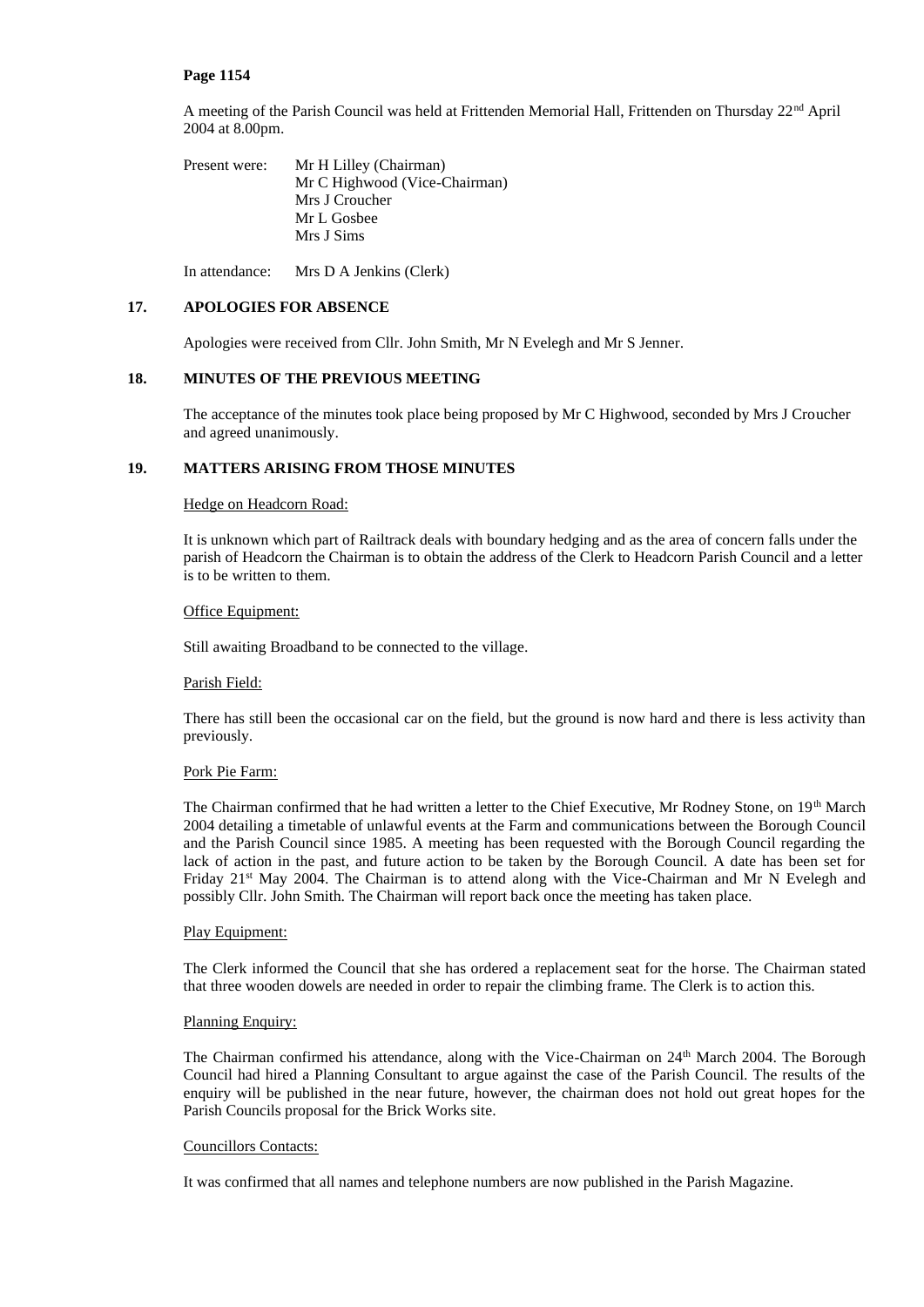A meeting of the Parish Council was held at Frittenden Memorial Hall, Frittenden on Thursday 22nd April 2004 at 8.00pm.

Present were: Mr H Lilley (Chairman)
Mr C Highwood (Vice-Chairman)
Mrs J Croucher
Mr L Gosbee
Mrs J Sims

In attendance: Mrs D A Jenkins (Clerk)

## 17. APOLOGIES FOR ABSENCE

Apologies were received from Cllr. John Smith, Mr N Evelegh and Mr S Jenner.

## 18. MINUTES OF THE PREVIOUS MEETING

The acceptance of the minutes took place being proposed by Mr C Highwood, seconded by Mrs J Croucher and agreed unanimously.

## 19. MATTERS ARISING FROM THOSE MINUTES

Hedge on Headcorn Road:

It is unknown which part of Railtrack deals with boundary hedging and as the area of concern falls under the parish of Headcorn the Chairman is to obtain the address of the Clerk to Headcorn Parish Council and a letter is to be written to them.

Office Equipment:

Still awaiting Broadband to be connected to the village.

Parish Field:

There has still been the occasional car on the field, but the ground is now hard and there is less activity than previously.

Pork Pie Farm:

The Chairman confirmed that he had written a letter to the Chief Executive, Mr Rodney Stone, on 19th March 2004 detailing a timetable of unlawful events at the Farm and communications between the Borough Council and the Parish Council since 1985. A meeting has been requested with the Borough Council regarding the lack of action in the past, and future action to be taken by the Borough Council. A date has been set for Friday 21st May 2004. The Chairman is to attend along with the Vice-Chairman and Mr N Evelegh and possibly Cllr. John Smith. The Chairman will report back once the meeting has taken place.

Play Equipment:

The Clerk informed the Council that she has ordered a replacement seat for the horse. The Chairman stated that three wooden dowels are needed in order to repair the climbing frame. The Clerk is to action this.

Planning Enquiry:

The Chairman confirmed his attendance, along with the Vice-Chairman on 24th March 2004. The Borough Council had hired a Planning Consultant to argue against the case of the Parish Council. The results of the enquiry will be published in the near future, however, the chairman does not hold out great hopes for the Parish Councils proposal for the Brick Works site.

Councillors Contacts:

It was confirmed that all names and telephone numbers are now published in the Parish Magazine.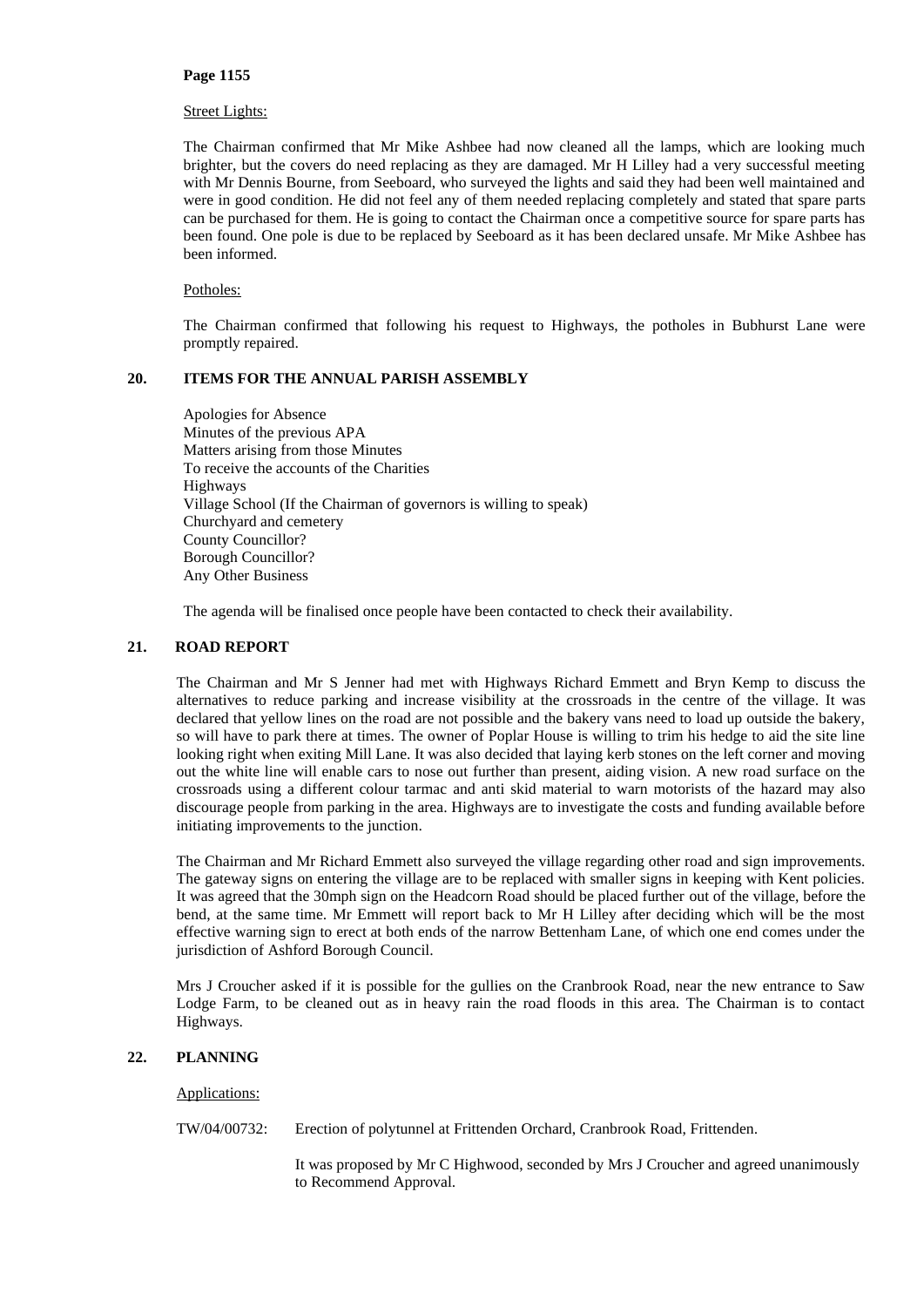**Page 1155**

Street Lights:

The Chairman confirmed that Mr Mike Ashbee had now cleaned all the lamps, which are looking much brighter, but the covers do need replacing as they are damaged. Mr H Lilley had a very successful meeting with Mr Dennis Bourne, from Seeboard, who surveyed the lights and said they had been well maintained and were in good condition. He did not feel any of them needed replacing completely and stated that spare parts can be purchased for them. He is going to contact the Chairman once a competitive source for spare parts has been found. One pole is due to be replaced by Seeboard as it has been declared unsafe. Mr Mike Ashbee has been informed.

Potholes:

The Chairman confirmed that following his request to Highways, the potholes in Bubhurst Lane were promptly repaired.

## 20. ITEMS FOR THE ANNUAL PARISH ASSEMBLY

Apologies for Absence
Minutes of the previous APA
Matters arising from those Minutes
To receive the accounts of the Charities
Highways
Village School (If the Chairman of governors is willing to speak)
Churchyard and cemetery
County Councillor?
Borough Councillor?
Any Other Business

The agenda will be finalised once people have been contacted to check their availability.

## 21. ROAD REPORT

The Chairman and Mr S Jenner had met with Highways Richard Emmett and Bryn Kemp to discuss the alternatives to reduce parking and increase visibility at the crossroads in the centre of the village. It was declared that yellow lines on the road are not possible and the bakery vans need to load up outside the bakery, so will have to park there at times. The owner of Poplar House is willing to trim his hedge to aid the site line looking right when exiting Mill Lane. It was also decided that laying kerb stones on the left corner and moving out the white line will enable cars to nose out further than present, aiding vision. A new road surface on the crossroads using a different colour tarmac and anti skid material to warn motorists of the hazard may also discourage people from parking in the area. Highways are to investigate the costs and funding available before initiating improvements to the junction.

The Chairman and Mr Richard Emmett also surveyed the village regarding other road and sign improvements. The gateway signs on entering the village are to be replaced with smaller signs in keeping with Kent policies. It was agreed that the 30mph sign on the Headcorn Road should be placed further out of the village, before the bend, at the same time. Mr Emmett will report back to Mr H Lilley after deciding which will be the most effective warning sign to erect at both ends of the narrow Bettenham Lane, of which one end comes under the jurisdiction of Ashford Borough Council.

Mrs J Croucher asked if it is possible for the gullies on the Cranbrook Road, near the new entrance to Saw Lodge Farm, to be cleaned out as in heavy rain the road floods in this area. The Chairman is to contact Highways.

## 22. PLANNING

Applications:

TW/04/00732: Erection of polytunnel at Frittenden Orchard, Cranbrook Road, Frittenden.

It was proposed by Mr C Highwood, seconded by Mrs J Croucher and agreed unanimously to Recommend Approval.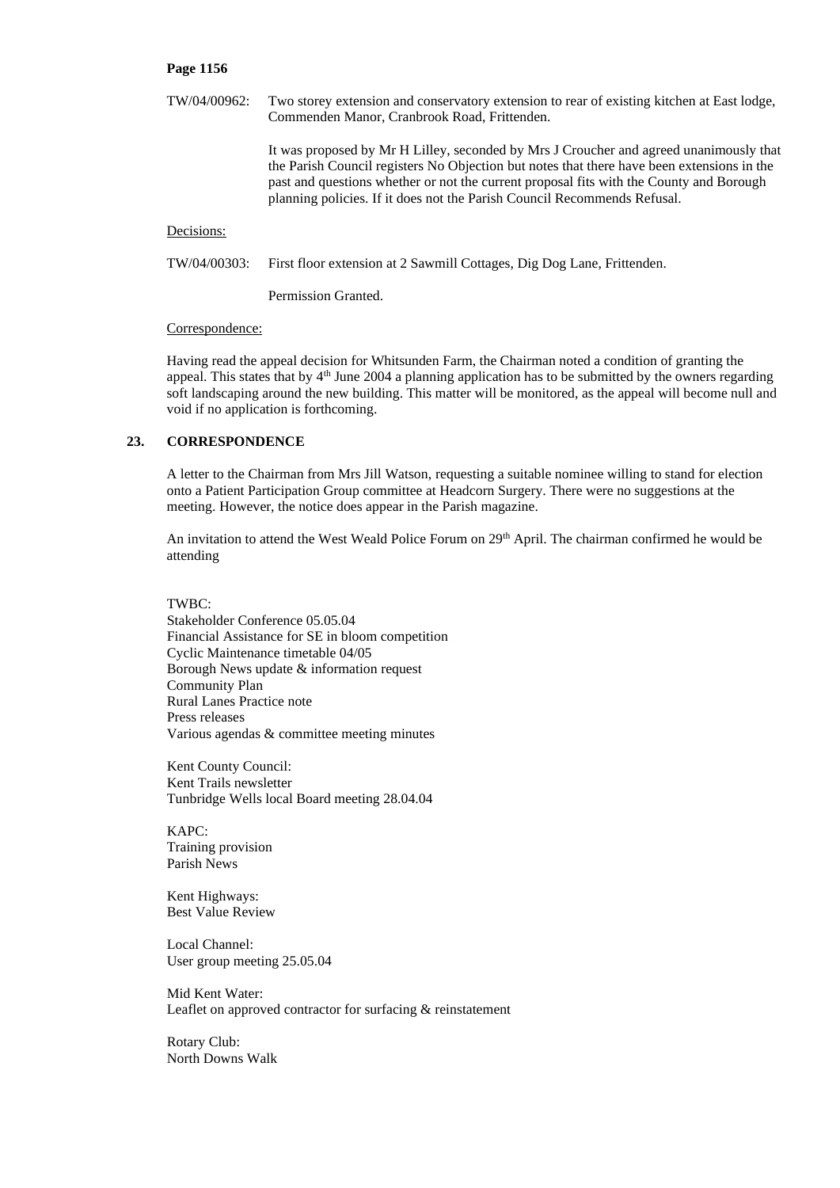TW/04/00962: Two storey extension and conservatory extension to rear of existing kitchen at East lodge, Commenden Manor, Cranbrook Road, Frittenden.

It was proposed by Mr H Lilley, seconded by Mrs J Croucher and agreed unanimously that the Parish Council registers No Objection but notes that there have been extensions in the past and questions whether or not the current proposal fits with the County and Borough planning policies. If it does not the Parish Council Recommends Refusal.

Decisions:

TW/04/00303: First floor extension at 2 Sawmill Cottages, Dig Dog Lane, Frittenden.

Permission Granted.

Correspondence:

Having read the appeal decision for Whitsunden Farm, the Chairman noted a condition of granting the appeal. This states that by 4th June 2004 a planning application has to be submitted by the owners regarding soft landscaping around the new building. This matter will be monitored, as the appeal will become null and void if no application is forthcoming.

## 23. CORRESPONDENCE

A letter to the Chairman from Mrs Jill Watson, requesting a suitable nominee willing to stand for election onto a Patient Participation Group committee at Headcorn Surgery. There were no suggestions at the meeting. However, the notice does appear in the Parish magazine.

An invitation to attend the West Weald Police Forum on 29th April. The chairman confirmed he would be attending

TWBC:
Stakeholder Conference 05.05.04
Financial Assistance for SE in bloom competition
Cyclic Maintenance timetable 04/05
Borough News update & information request
Community Plan
Rural Lanes Practice note
Press releases
Various agendas & committee meeting minutes

Kent County Council:
Kent Trails newsletter
Tunbridge Wells local Board meeting 28.04.04

KAPC:
Training provision
Parish News

Kent Highways:
Best Value Review

Local Channel:
User group meeting 25.05.04

Mid Kent Water:
Leaflet on approved contractor for surfacing & reinstatement

Rotary Club:
North Downs Walk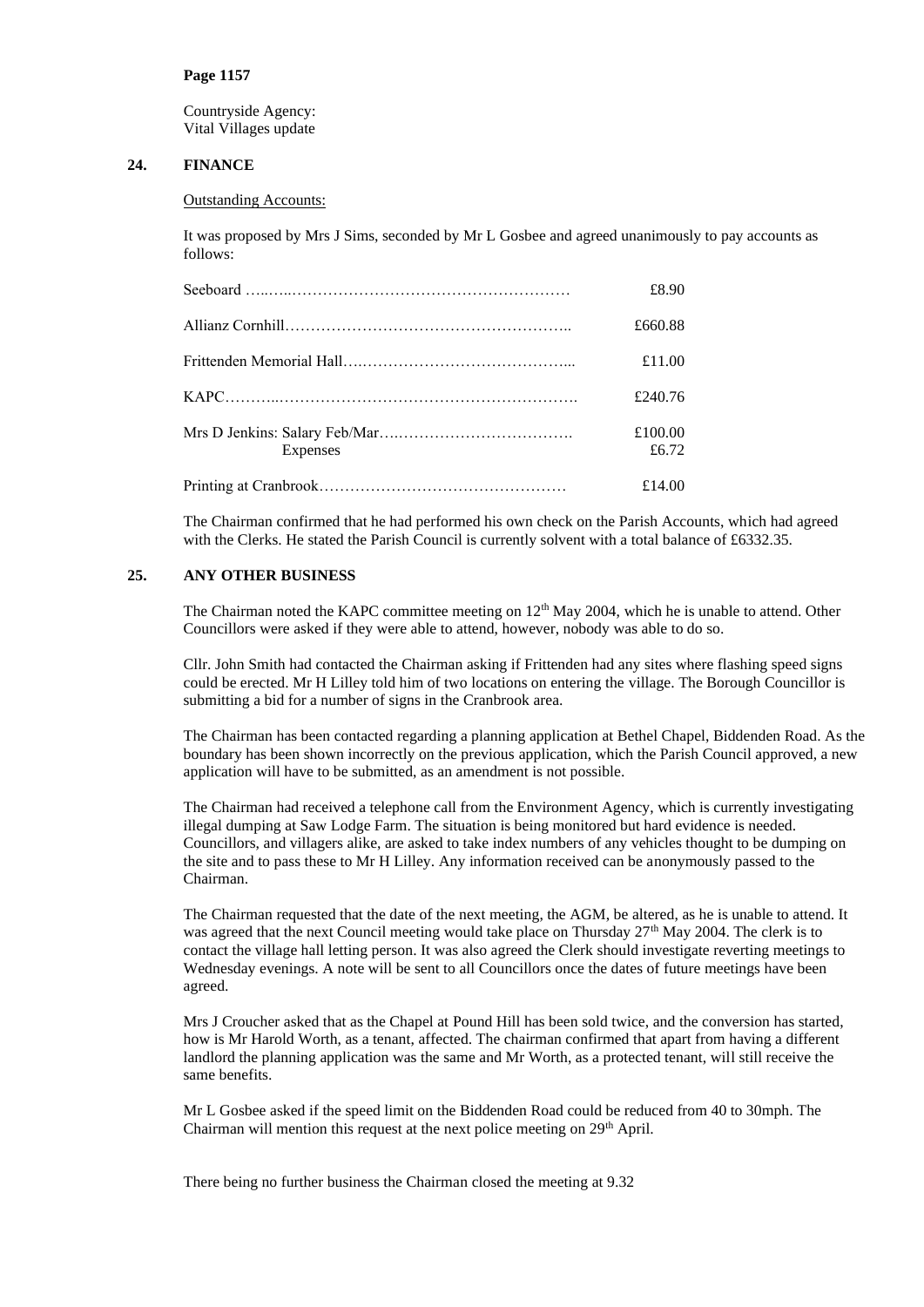**Page 1157**

Countryside Agency:
Vital Villages update

## 24. FINANCE

Outstanding Accounts:

It was proposed by Mrs J Sims, seconded by Mr L Gosbee and agreed unanimously to pay accounts as follows:

| | |
|---|---|
| Seeboard | £8.90 |
| Allianz Cornhill | £660.88 |
| Frittenden Memorial Hall | £11.00 |
| KAPC | £240.76 |
| Mrs D Jenkins: Salary Feb/Mar | £100.00 |
| Expenses | £6.72 |
| Printing at Cranbrook | £14.00 |

The Chairman confirmed that he had performed his own check on the Parish Accounts, which had agreed with the Clerks. He stated the Parish Council is currently solvent with a total balance of £6332.35.

## 25. ANY OTHER BUSINESS

The Chairman noted the KAPC committee meeting on 12th May 2004, which he is unable to attend. Other Councillors were asked if they were able to attend, however, nobody was able to do so.

Cllr. John Smith had contacted the Chairman asking if Frittenden had any sites where flashing speed signs could be erected. Mr H Lilley told him of two locations on entering the village. The Borough Councillor is submitting a bid for a number of signs in the Cranbrook area.

The Chairman has been contacted regarding a planning application at Bethel Chapel, Biddenden Road. As the boundary has been shown incorrectly on the previous application, which the Parish Council approved, a new application will have to be submitted, as an amendment is not possible.

The Chairman had received a telephone call from the Environment Agency, which is currently investigating illegal dumping at Saw Lodge Farm. The situation is being monitored but hard evidence is needed. Councillors, and villagers alike, are asked to take index numbers of any vehicles thought to be dumping on the site and to pass these to Mr H Lilley. Any information received can be anonymously passed to the Chairman.

The Chairman requested that the date of the next meeting, the AGM, be altered, as he is unable to attend. It was agreed that the next Council meeting would take place on Thursday 27th May 2004. The clerk is to contact the village hall letting person. It was also agreed the Clerk should investigate reverting meetings to Wednesday evenings. A note will be sent to all Councillors once the dates of future meetings have been agreed.

Mrs J Croucher asked that as the Chapel at Pound Hill has been sold twice, and the conversion has started, how is Mr Harold Worth, as a tenant, affected. The chairman confirmed that apart from having a different landlord the planning application was the same and Mr Worth, as a protected tenant, will still receive the same benefits.

Mr L Gosbee asked if the speed limit on the Biddenden Road could be reduced from 40 to 30mph. The Chairman will mention this request at the next police meeting on 29th April.

There being no further business the Chairman closed the meeting at 9.32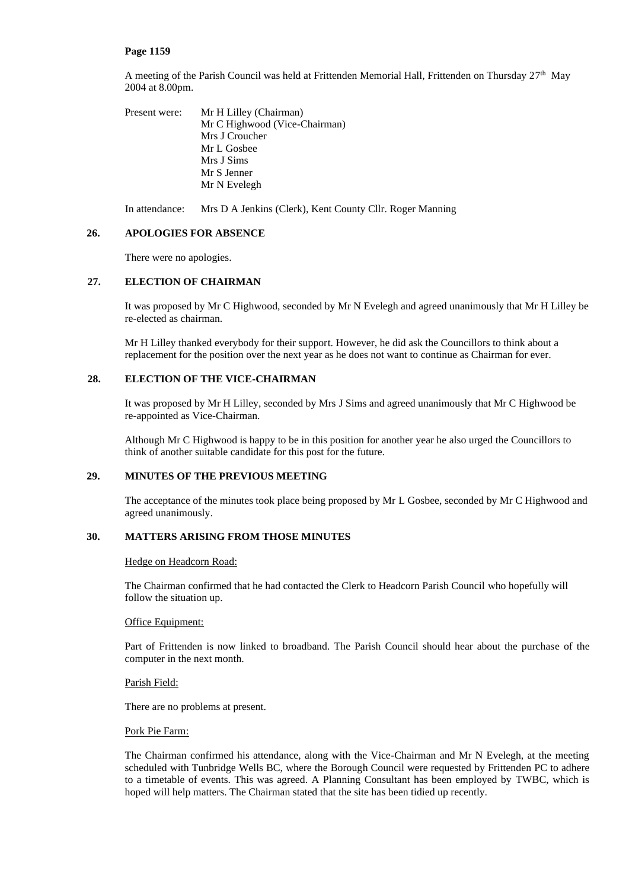**Page 1159**

A meeting of the Parish Council was held at Frittenden Memorial Hall, Frittenden on Thursday 27th May 2004 at 8.00pm.

Present were:
- Mr H Lilley (Chairman)
- Mr C Highwood (Vice-Chairman)
- Mrs J Croucher
- Mr L Gosbee
- Mrs J Sims
- Mr S Jenner
- Mr N Evelegh

In attendance: Mrs D A Jenkins (Clerk), Kent County Cllr. Roger Manning

## 26. APOLOGIES FOR ABSENCE

There were no apologies.

## 27. ELECTION OF CHAIRMAN

It was proposed by Mr C Highwood, seconded by Mr N Evelegh and agreed unanimously that Mr H Lilley be re-elected as chairman.

Mr H Lilley thanked everybody for their support. However, he did ask the Councillors to think about a replacement for the position over the next year as he does not want to continue as Chairman for ever.

## 28. ELECTION OF THE VICE-CHAIRMAN

It was proposed by Mr H Lilley, seconded by Mrs J Sims and agreed unanimously that Mr C Highwood be re-appointed as Vice-Chairman.

Although Mr C Highwood is happy to be in this position for another year he also urged the Councillors to think of another suitable candidate for this post for the future.

## 29. MINUTES OF THE PREVIOUS MEETING

The acceptance of the minutes took place being proposed by Mr L Gosbee, seconded by Mr C Highwood and agreed unanimously.

## 30. MATTERS ARISING FROM THOSE MINUTES

Hedge on Headcorn Road:

The Chairman confirmed that he had contacted the Clerk to Headcorn Parish Council who hopefully will follow the situation up.

Office Equipment:

Part of Frittenden is now linked to broadband. The Parish Council should hear about the purchase of the computer in the next month.

Parish Field:

There are no problems at present.

Pork Pie Farm:

The Chairman confirmed his attendance, along with the Vice-Chairman and Mr N Evelegh, at the meeting scheduled with Tunbridge Wells BC, where the Borough Council were requested by Frittenden PC to adhere to a timetable of events. This was agreed. A Planning Consultant has been employed by TWBC, which is hoped will help matters. The Chairman stated that the site has been tidied up recently.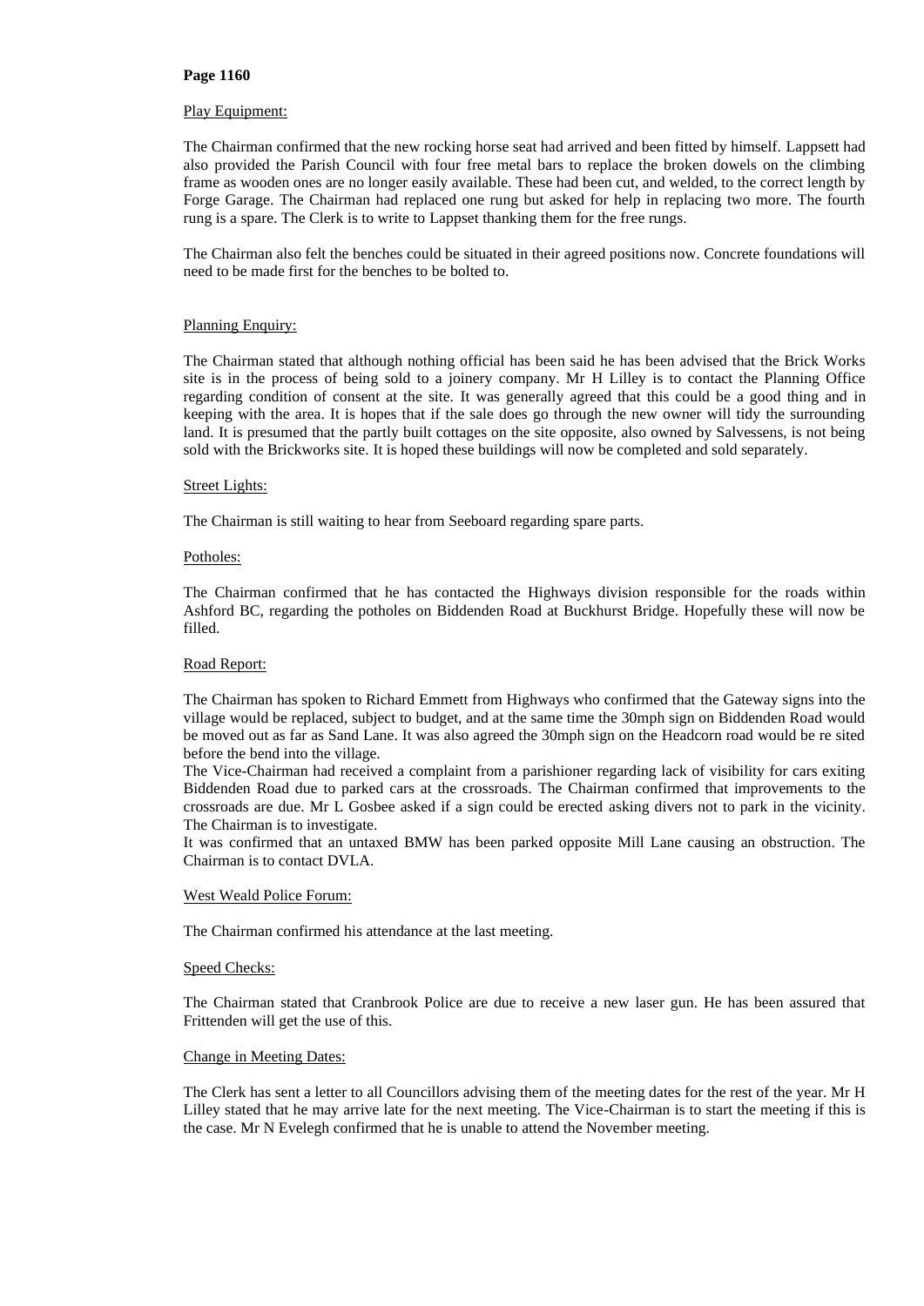Page 1160

Play Equipment:

The Chairman confirmed that the new rocking horse seat had arrived and been fitted by himself. Lappsett had also provided the Parish Council with four free metal bars to replace the broken dowels on the climbing frame as wooden ones are no longer easily available. These had been cut, and welded, to the correct length by Forge Garage. The Chairman had replaced one rung but asked for help in replacing two more. The fourth rung is a spare. The Clerk is to write to Lappset thanking them for the free rungs.

The Chairman also felt the benches could be situated in their agreed positions now. Concrete foundations will need to be made first for the benches to be bolted to.

Planning Enquiry:

The Chairman stated that although nothing official has been said he has been advised that the Brick Works site is in the process of being sold to a joinery company. Mr H Lilley is to contact the Planning Office regarding condition of consent at the site. It was generally agreed that this could be a good thing and in keeping with the area. It is hopes that if the sale does go through the new owner will tidy the surrounding land. It is presumed that the partly built cottages on the site opposite, also owned by Salvessens, is not being sold with the Brickworks site. It is hoped these buildings will now be completed and sold separately.

Street Lights:

The Chairman is still waiting to hear from Seeboard regarding spare parts.

Potholes:

The Chairman confirmed that he has contacted the Highways division responsible for the roads within Ashford BC, regarding the potholes on Biddenden Road at Buckhurst Bridge. Hopefully these will now be filled.

Road Report:

The Chairman has spoken to Richard Emmett from Highways who confirmed that the Gateway signs into the village would be replaced, subject to budget, and at the same time the 30mph sign on Biddenden Road would be moved out as far as Sand Lane. It was also agreed the 30mph sign on the Headcorn road would be re sited before the bend into the village.
The Vice-Chairman had received a complaint from a parishioner regarding lack of visibility for cars exiting Biddenden Road due to parked cars at the crossroads. The Chairman confirmed that improvements to the crossroads are due. Mr L Gosbee asked if a sign could be erected asking divers not to park in the vicinity. The Chairman is to investigate.
It was confirmed that an untaxed BMW has been parked opposite Mill Lane causing an obstruction. The Chairman is to contact DVLA.

West Weald Police Forum:

The Chairman confirmed his attendance at the last meeting.

Speed Checks:

The Chairman stated that Cranbrook Police are due to receive a new laser gun. He has been assured that Frittenden will get the use of this.

Change in Meeting Dates:

The Clerk has sent a letter to all Councillors advising them of the meeting dates for the rest of the year. Mr H Lilley stated that he may arrive late for the next meeting. The Vice-Chairman is to start the meeting if this is the case. Mr N Evelegh confirmed that he is unable to attend the November meeting.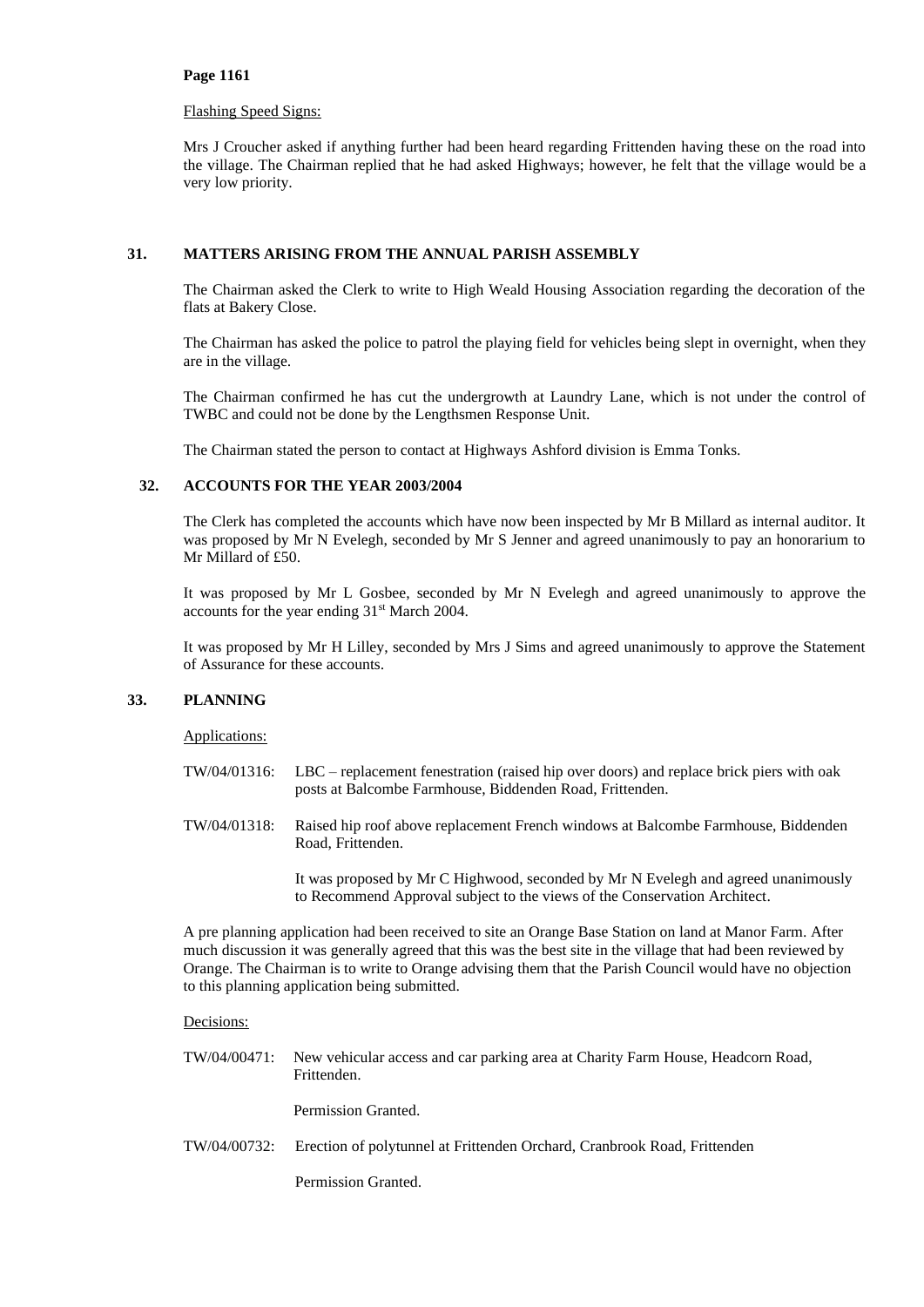Flashing Speed Signs:

Mrs J Croucher asked if anything further had been heard regarding Frittenden having these on the road into the village. The Chairman replied that he had asked Highways; however, he felt that the village would be a very low priority.

## 31. MATTERS ARISING FROM THE ANNUAL PARISH ASSEMBLY

The Chairman asked the Clerk to write to High Weald Housing Association regarding the decoration of the flats at Bakery Close.

The Chairman has asked the police to patrol the playing field for vehicles being slept in overnight, when they are in the village.

The Chairman confirmed he has cut the undergrowth at Laundry Lane, which is not under the control of TWBC and could not be done by the Lengthsmen Response Unit.

The Chairman stated the person to contact at Highways Ashford division is Emma Tonks.

## 32. ACCOUNTS FOR THE YEAR 2003/2004

The Clerk has completed the accounts which have now been inspected by Mr B Millard as internal auditor. It was proposed by Mr N Evelegh, seconded by Mr S Jenner and agreed unanimously to pay an honorarium to Mr Millard of £50.

It was proposed by Mr L Gosbee, seconded by Mr N Evelegh and agreed unanimously to approve the accounts for the year ending 31st March 2004.

It was proposed by Mr H Lilley, seconded by Mrs J Sims and agreed unanimously to approve the Statement of Assurance for these accounts.

## 33. PLANNING

Applications:

TW/04/01316: LBC – replacement fenestration (raised hip over doors) and replace brick piers with oak posts at Balcombe Farmhouse, Biddenden Road, Frittenden.

TW/04/01318: Raised hip roof above replacement French windows at Balcombe Farmhouse, Biddenden Road, Frittenden.

It was proposed by Mr C Highwood, seconded by Mr N Evelegh and agreed unanimously to Recommend Approval subject to the views of the Conservation Architect.

A pre planning application had been received to site an Orange Base Station on land at Manor Farm. After much discussion it was generally agreed that this was the best site in the village that had been reviewed by Orange. The Chairman is to write to Orange advising them that the Parish Council would have no objection to this planning application being submitted.

Decisions:

TW/04/00471: New vehicular access and car parking area at Charity Farm House, Headcorn Road, Frittenden.

Permission Granted.

TW/04/00732: Erection of polytunnel at Frittenden Orchard, Cranbrook Road, Frittenden

Permission Granted.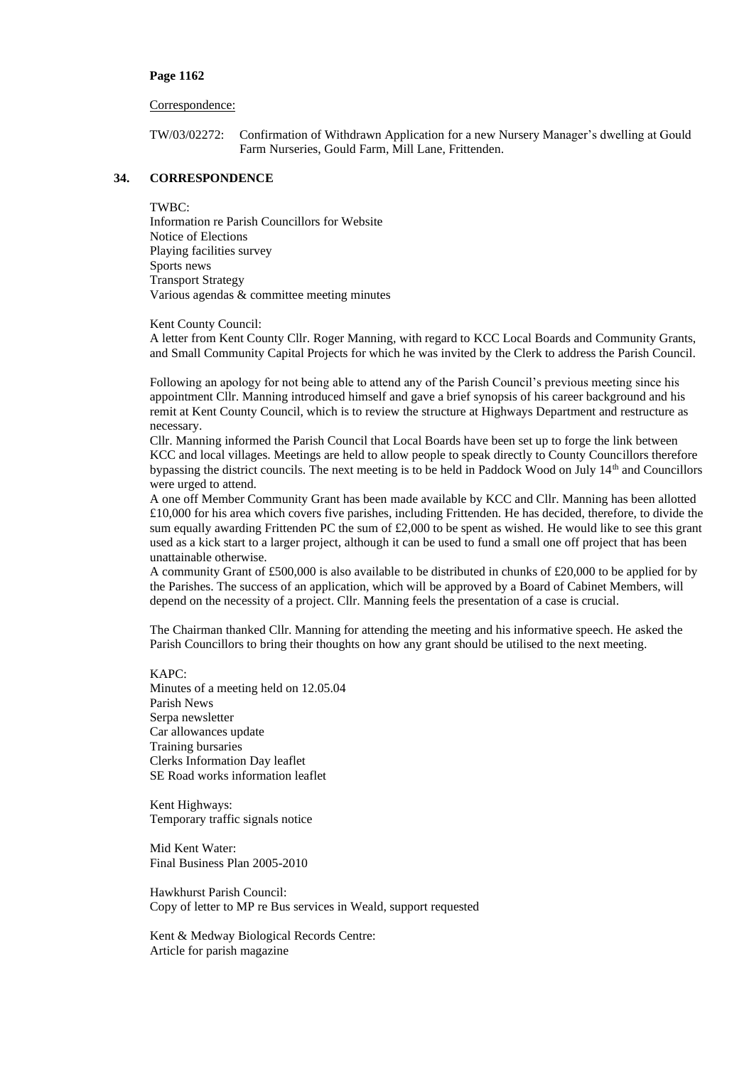**Page 1162**

Correspondence:

TW/03/02272: Confirmation of Withdrawn Application for a new Nursery Manager's dwelling at Gould Farm Nurseries, Gould Farm, Mill Lane, Frittenden.

## 34. CORRESPONDENCE

TWBC:
Information re Parish Councillors for Website
Notice of Elections
Playing facilities survey
Sports news
Transport Strategy
Various agendas & committee meeting minutes

Kent County Council:
A letter from Kent County Cllr. Roger Manning, with regard to KCC Local Boards and Community Grants, and Small Community Capital Projects for which he was invited by the Clerk to address the Parish Council.

Following an apology for not being able to attend any of the Parish Council's previous meeting since his appointment Cllr. Manning introduced himself and gave a brief synopsis of his career background and his remit at Kent County Council, which is to review the structure at Highways Department and restructure as necessary.
Cllr. Manning informed the Parish Council that Local Boards have been set up to forge the link between KCC and local villages. Meetings are held to allow people to speak directly to County Councillors therefore bypassing the district councils. The next meeting is to be held in Paddock Wood on July 14th and Councillors were urged to attend.
A one off Member Community Grant has been made available by KCC and Cllr. Manning has been allotted £10,000 for his area which covers five parishes, including Frittenden. He has decided, therefore, to divide the sum equally awarding Frittenden PC the sum of £2,000 to be spent as wished. He would like to see this grant used as a kick start to a larger project, although it can be used to fund a small one off project that has been unattainable otherwise.
A community Grant of £500,000 is also available to be distributed in chunks of £20,000 to be applied for by the Parishes. The success of an application, which will be approved by a Board of Cabinet Members, will depend on the necessity of a project. Cllr. Manning feels the presentation of a case is crucial.

The Chairman thanked Cllr. Manning for attending the meeting and his informative speech. He asked the Parish Councillors to bring their thoughts on how any grant should be utilised to the next meeting.

KAPC:
Minutes of a meeting held on 12.05.04
Parish News
Serpa newsletter
Car allowances update
Training bursaries
Clerks Information Day leaflet
SE Road works information leaflet

Kent Highways:
Temporary traffic signals notice

Mid Kent Water:
Final Business Plan 2005-2010

Hawkhurst Parish Council:
Copy of letter to MP re Bus services in Weald, support requested

Kent & Medway Biological Records Centre:
Article for parish magazine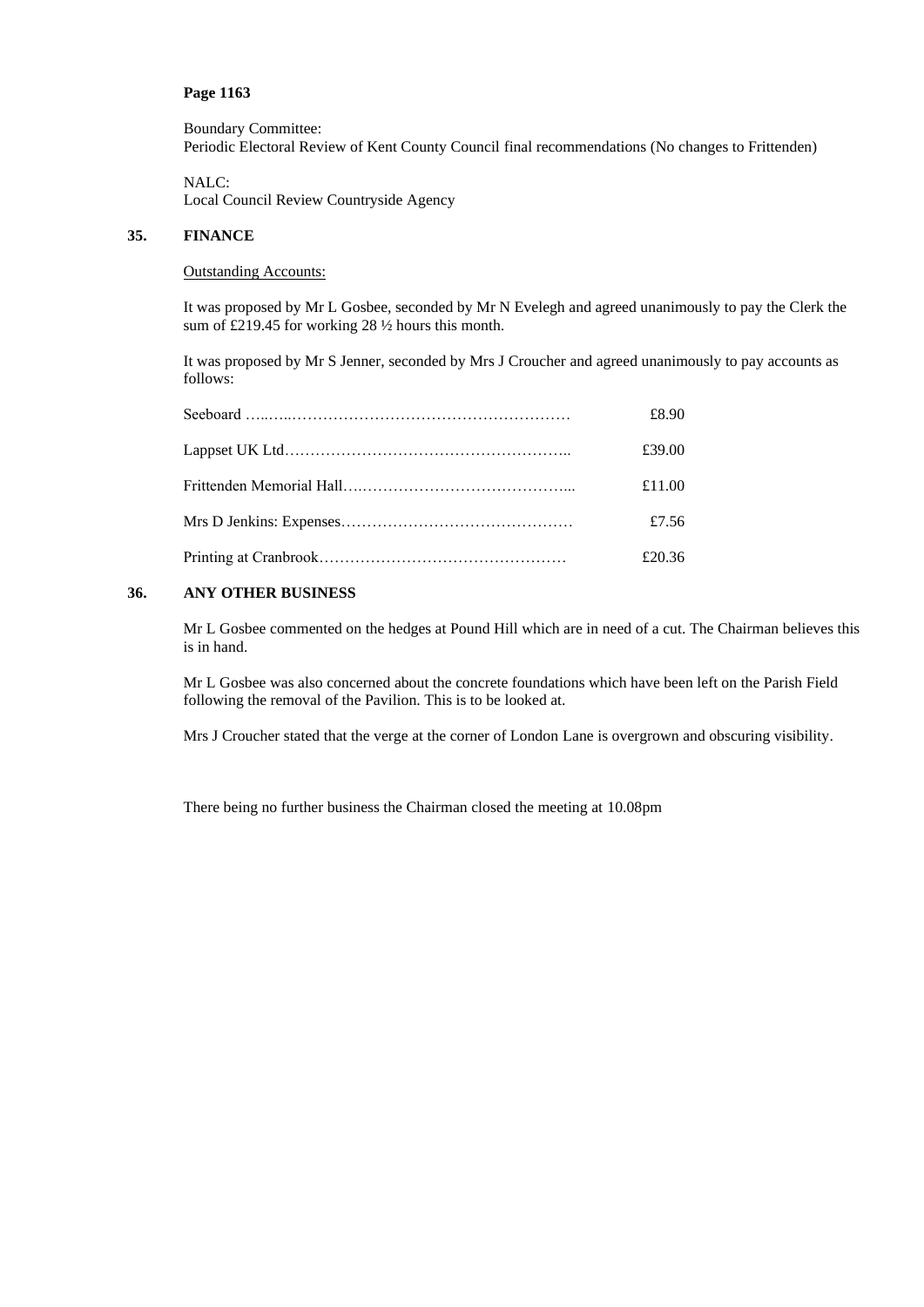**Page 1163**

Boundary Committee:
Periodic Electoral Review of Kent County Council final recommendations (No changes to Frittenden)

NALC:
Local Council Review Countryside Agency

**35. FINANCE**

Outstanding Accounts:

It was proposed by Mr L Gosbee, seconded by Mr N Evelegh and agreed unanimously to pay the Clerk the sum of £219.45 for working 28 ½ hours this month.

It was proposed by Mr S Jenner, seconded by Mrs J Croucher and agreed unanimously to pay accounts as follows:

| | |
|---|---|
| Seeboard | £8.90 |
| Lappset UK Ltd | £39.00 |
| Frittenden Memorial Hall | £11.00 |
| Mrs D Jenkins: Expenses | £7.56 |
| Printing at Cranbrook | £20.36 |

**36. ANY OTHER BUSINESS**

Mr L Gosbee commented on the hedges at Pound Hill which are in need of a cut. The Chairman believes this is in hand.

Mr L Gosbee was also concerned about the concrete foundations which have been left on the Parish Field following the removal of the Pavilion. This is to be looked at.

Mrs J Croucher stated that the verge at the corner of London Lane is overgrown and obscuring visibility.

There being no further business the Chairman closed the meeting at 10.08pm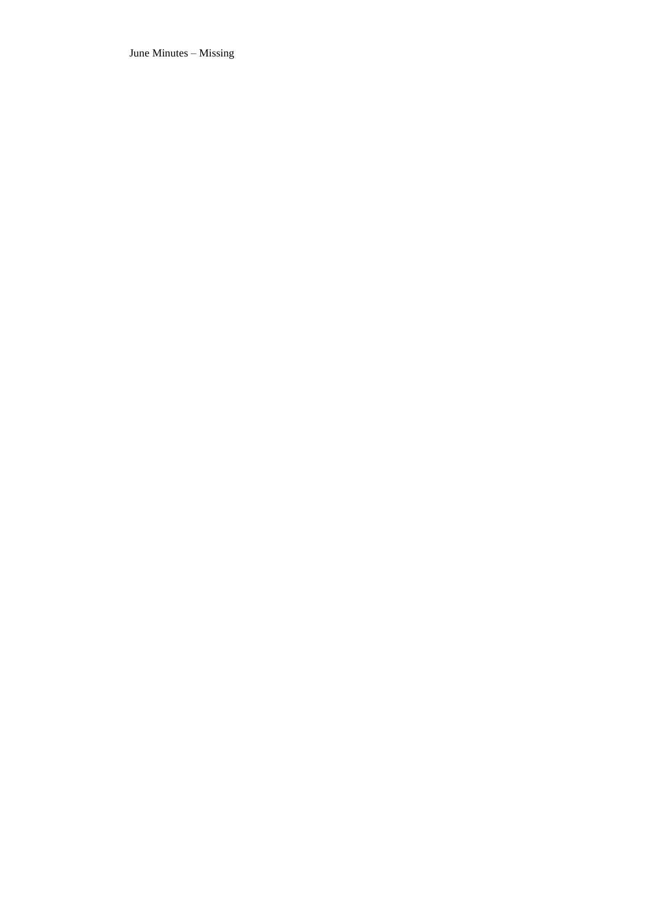June Minutes – Missing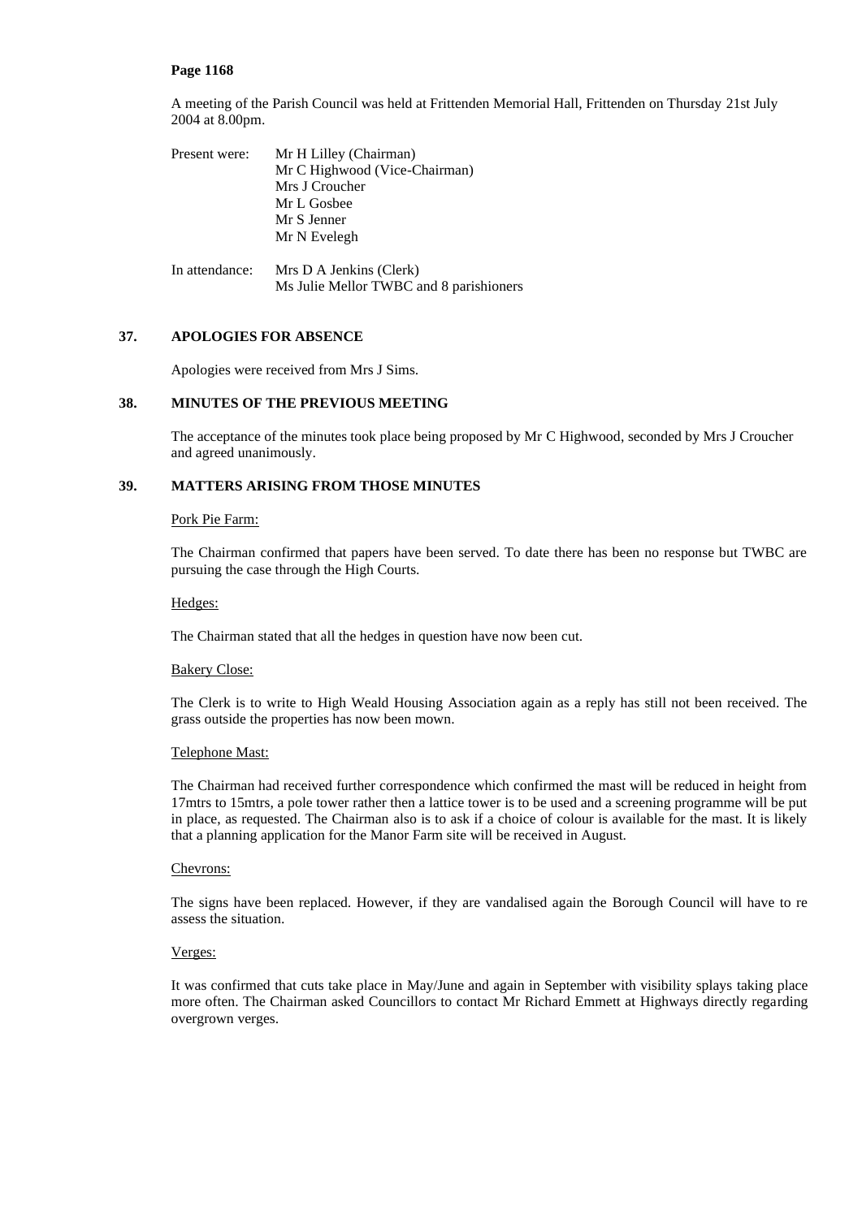**Page 1168**

A meeting of the Parish Council was held at Frittenden Memorial Hall, Frittenden on Thursday 21st July 2004 at 8.00pm.

Present were: Mr H Lilley (Chairman)
Mr C Highwood (Vice-Chairman)
Mrs J Croucher
Mr L Gosbee
Mr S Jenner
Mr N Evelegh

In attendance: Mrs D A Jenkins (Clerk)
Ms Julie Mellor TWBC and 8 parishioners

## 37. APOLOGIES FOR ABSENCE

Apologies were received from Mrs J Sims.

## 38. MINUTES OF THE PREVIOUS MEETING

The acceptance of the minutes took place being proposed by Mr C Highwood, seconded by Mrs J Croucher and agreed unanimously.

## 39. MATTERS ARISING FROM THOSE MINUTES

Pork Pie Farm:

The Chairman confirmed that papers have been served. To date there has been no response but TWBC are pursuing the case through the High Courts.

Hedges:

The Chairman stated that all the hedges in question have now been cut.

Bakery Close:

The Clerk is to write to High Weald Housing Association again as a reply has still not been received. The grass outside the properties has now been mown.

Telephone Mast:

The Chairman had received further correspondence which confirmed the mast will be reduced in height from 17mtrs to 15mtrs, a pole tower rather then a lattice tower is to be used and a screening programme will be put in place, as requested. The Chairman also is to ask if a choice of colour is available for the mast. It is likely that a planning application for the Manor Farm site will be received in August.

Chevrons:

The signs have been replaced. However, if they are vandalised again the Borough Council will have to re assess the situation.

Verges:

It was confirmed that cuts take place in May/June and again in September with visibility splays taking place more often. The Chairman asked Councillors to contact Mr Richard Emmett at Highways directly regarding overgrown verges.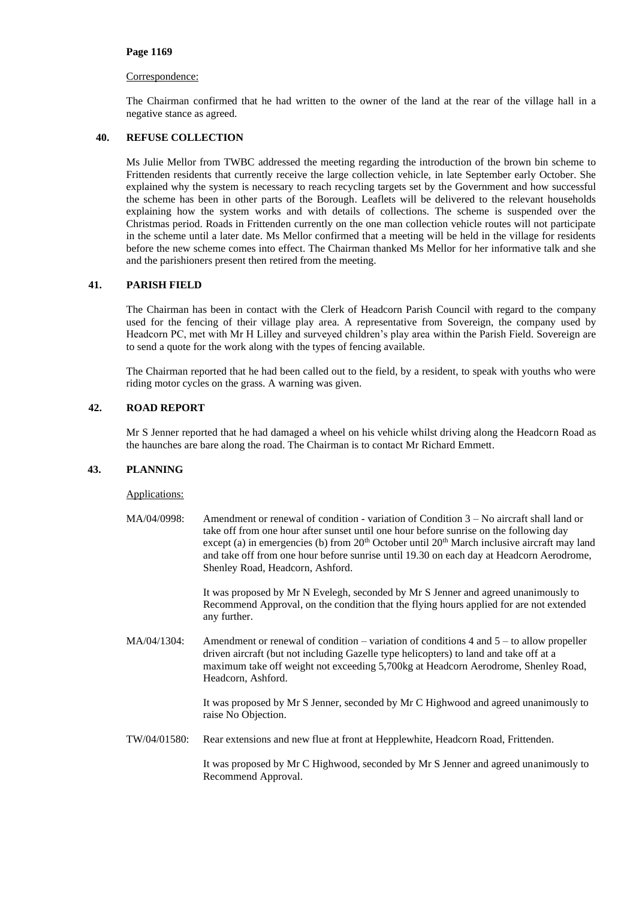**Page 1169**

Correspondence:

The Chairman confirmed that he had written to the owner of the land at the rear of the village hall in a negative stance as agreed.

## 40. REFUSE COLLECTION

Ms Julie Mellor from TWBC addressed the meeting regarding the introduction of the brown bin scheme to Frittenden residents that currently receive the large collection vehicle, in late September early October. She explained why the system is necessary to reach recycling targets set by the Government and how successful the scheme has been in other parts of the Borough. Leaflets will be delivered to the relevant households explaining how the system works and with details of collections. The scheme is suspended over the Christmas period. Roads in Frittenden currently on the one man collection vehicle routes will not participate in the scheme until a later date. Ms Mellor confirmed that a meeting will be held in the village for residents before the new scheme comes into effect. The Chairman thanked Ms Mellor for her informative talk and she and the parishioners present then retired from the meeting.

## 41. PARISH FIELD

The Chairman has been in contact with the Clerk of Headcorn Parish Council with regard to the company used for the fencing of their village play area. A representative from Sovereign, the company used by Headcorn PC, met with Mr H Lilley and surveyed children's play area within the Parish Field. Sovereign are to send a quote for the work along with the types of fencing available.

The Chairman reported that he had been called out to the field, by a resident, to speak with youths who were riding motor cycles on the grass. A warning was given.

## 42. ROAD REPORT

Mr S Jenner reported that he had damaged a wheel on his vehicle whilst driving along the Headcorn Road as the haunches are bare along the road. The Chairman is to contact Mr Richard Emmett.

## 43. PLANNING

Applications:

MA/04/0998: Amendment or renewal of condition - variation of Condition 3 – No aircraft shall land or take off from one hour after sunset until one hour before sunrise on the following day except (a) in emergencies (b) from 20th October until 20th March inclusive aircraft may land and take off from one hour before sunrise until 19.30 on each day at Headcorn Aerodrome, Shenley Road, Headcorn, Ashford.

It was proposed by Mr N Evelegh, seconded by Mr S Jenner and agreed unanimously to Recommend Approval, on the condition that the flying hours applied for are not extended any further.

MA/04/1304: Amendment or renewal of condition – variation of conditions 4 and 5 – to allow propeller driven aircraft (but not including Gazelle type helicopters) to land and take off at a maximum take off weight not exceeding 5,700kg at Headcorn Aerodrome, Shenley Road, Headcorn, Ashford.

It was proposed by Mr S Jenner, seconded by Mr C Highwood and agreed unanimously to raise No Objection.

TW/04/01580: Rear extensions and new flue at front at Hepplewhite, Headcorn Road, Frittenden.

It was proposed by Mr C Highwood, seconded by Mr S Jenner and agreed unanimously to Recommend Approval.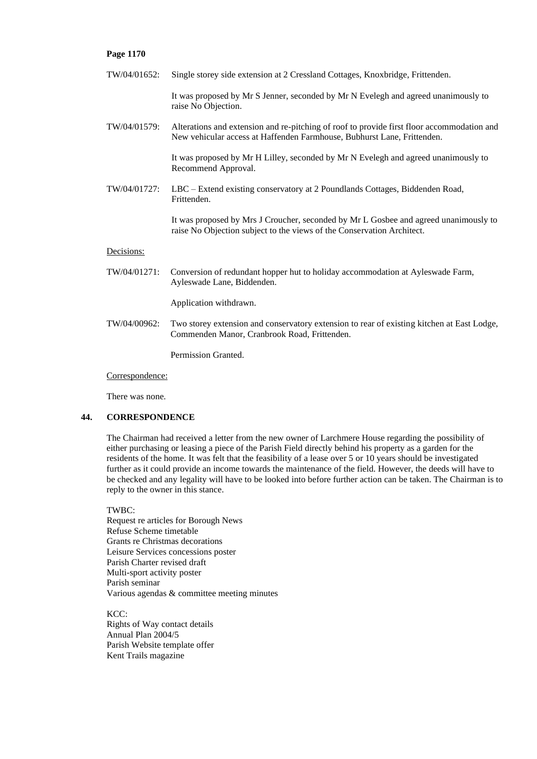TW/04/01652: Single storey side extension at 2 Cressland Cottages, Knoxbridge, Frittenden.

It was proposed by Mr S Jenner, seconded by Mr N Evelegh and agreed unanimously to raise No Objection.

TW/04/01579: Alterations and extension and re-pitching of roof to provide first floor accommodation and New vehicular access at Haffenden Farmhouse, Bubhurst Lane, Frittenden.

It was proposed by Mr H Lilley, seconded by Mr N Evelegh and agreed unanimously to Recommend Approval.

TW/04/01727: LBC – Extend existing conservatory at 2 Poundlands Cottages, Biddenden Road, Frittenden.

It was proposed by Mrs J Croucher, seconded by Mr L Gosbee and agreed unanimously to raise No Objection subject to the views of the Conservation Architect.

Decisions:

TW/04/01271: Conversion of redundant hopper hut to holiday accommodation at Ayleswade Farm, Ayleswade Lane, Biddenden.

Application withdrawn.

TW/04/00962: Two storey extension and conservatory extension to rear of existing kitchen at East Lodge, Commenden Manor, Cranbrook Road, Frittenden.

Permission Granted.

Correspondence:

There was none.

## 44. CORRESPONDENCE

The Chairman had received a letter from the new owner of Larchmere House regarding the possibility of either purchasing or leasing a piece of the Parish Field directly behind his property as a garden for the residents of the home. It was felt that the feasibility of a lease over 5 or 10 years should be investigated further as it could provide an income towards the maintenance of the field. However, the deeds will have to be checked and any legality will have to be looked into before further action can be taken. The Chairman is to reply to the owner in this stance.

TWBC:
Request re articles for Borough News
Refuse Scheme timetable
Grants re Christmas decorations
Leisure Services concessions poster
Parish Charter revised draft
Multi-sport activity poster
Parish seminar
Various agendas & committee meeting minutes

KCC:
Rights of Way contact details
Annual Plan 2004/5
Parish Website template offer
Kent Trails magazine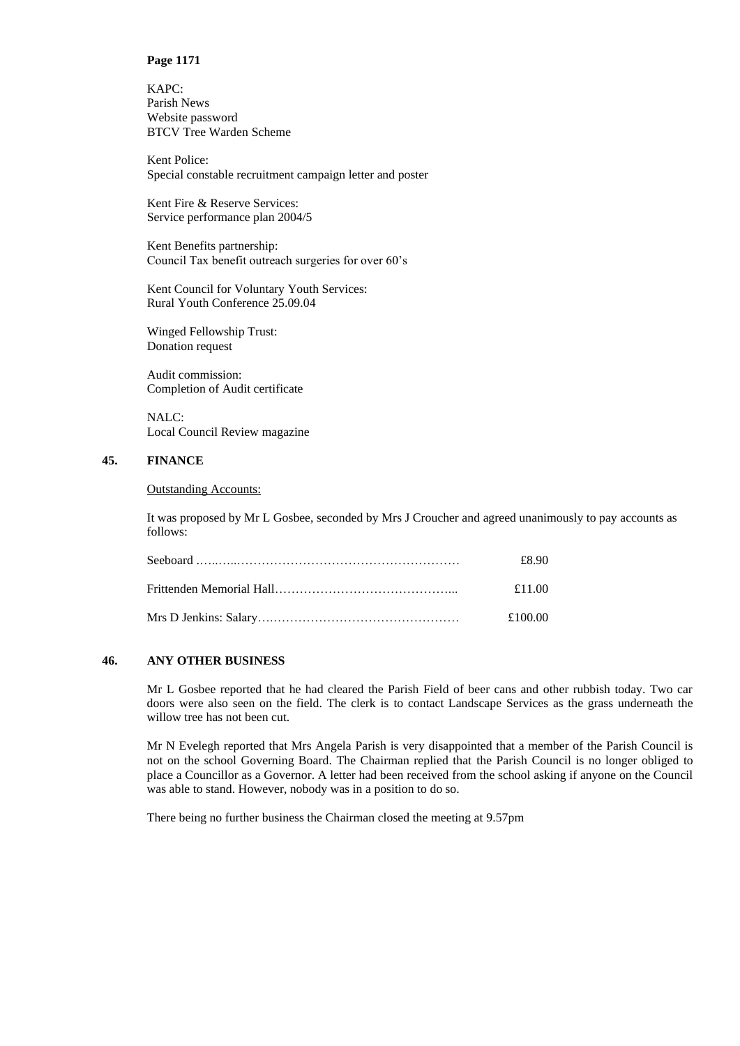**Page 1171**

KAPC:
Parish News
Website password
BTCV Tree Warden Scheme

Kent Police:
Special constable recruitment campaign letter and poster

Kent Fire & Reserve Services:
Service performance plan 2004/5

Kent Benefits partnership:
Council Tax benefit outreach surgeries for over 60's

Kent Council for Voluntary Youth Services:
Rural Youth Conference 25.09.04

Winged Fellowship Trust:
Donation request

Audit commission:
Completion of Audit certificate

NALC:
Local Council Review magazine

## 45. FINANCE

Outstanding Accounts:

It was proposed by Mr L Gosbee, seconded by Mrs J Croucher and agreed unanimously to pay accounts as follows:

| | |
|---|---|
| Seeboard | £8.90 |
| Frittenden Memorial Hall | £11.00 |
| Mrs D Jenkins: Salary | £100.00 |

## 46. ANY OTHER BUSINESS

Mr L Gosbee reported that he had cleared the Parish Field of beer cans and other rubbish today. Two car doors were also seen on the field. The clerk is to contact Landscape Services as the grass underneath the willow tree has not been cut.

Mr N Evelegh reported that Mrs Angela Parish is very disappointed that a member of the Parish Council is not on the school Governing Board. The Chairman replied that the Parish Council is no longer obliged to place a Councillor as a Governor. A letter had been received from the school asking if anyone on the Council was able to stand. However, nobody was in a position to do so.

There being no further business the Chairman closed the meeting at 9.57pm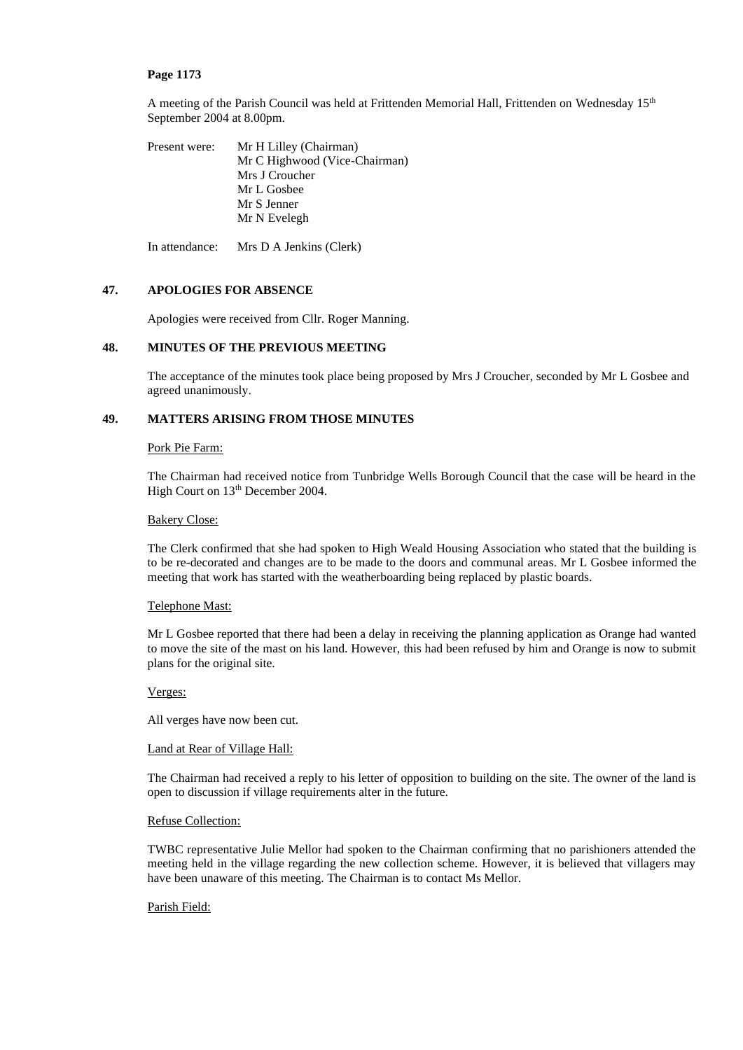**Page 1173**

A meeting of the Parish Council was held at Frittenden Memorial Hall, Frittenden on Wednesday 15th September 2004 at 8.00pm.

Present were: Mr H Lilley (Chairman)
Mr C Highwood (Vice-Chairman)
Mrs J Croucher
Mr L Gosbee
Mr S Jenner
Mr N Evelegh

In attendance: Mrs D A Jenkins (Clerk)

## 47. APOLOGIES FOR ABSENCE

Apologies were received from Cllr. Roger Manning.

## 48. MINUTES OF THE PREVIOUS MEETING

The acceptance of the minutes took place being proposed by Mrs J Croucher, seconded by Mr L Gosbee and agreed unanimously.

## 49. MATTERS ARISING FROM THOSE MINUTES

Pork Pie Farm:

The Chairman had received notice from Tunbridge Wells Borough Council that the case will be heard in the High Court on 13th December 2004.

Bakery Close:

The Clerk confirmed that she had spoken to High Weald Housing Association who stated that the building is to be re-decorated and changes are to be made to the doors and communal areas. Mr L Gosbee informed the meeting that work has started with the weatherboarding being replaced by plastic boards.

Telephone Mast:

Mr L Gosbee reported that there had been a delay in receiving the planning application as Orange had wanted to move the site of the mast on his land. However, this had been refused by him and Orange is now to submit plans for the original site.

Verges:

All verges have now been cut.

Land at Rear of Village Hall:

The Chairman had received a reply to his letter of opposition to building on the site. The owner of the land is open to discussion if village requirements alter in the future.

Refuse Collection:

TWBC representative Julie Mellor had spoken to the Chairman confirming that no parishioners attended the meeting held in the village regarding the new collection scheme. However, it is believed that villagers may have been unaware of this meeting. The Chairman is to contact Ms Mellor.

Parish Field: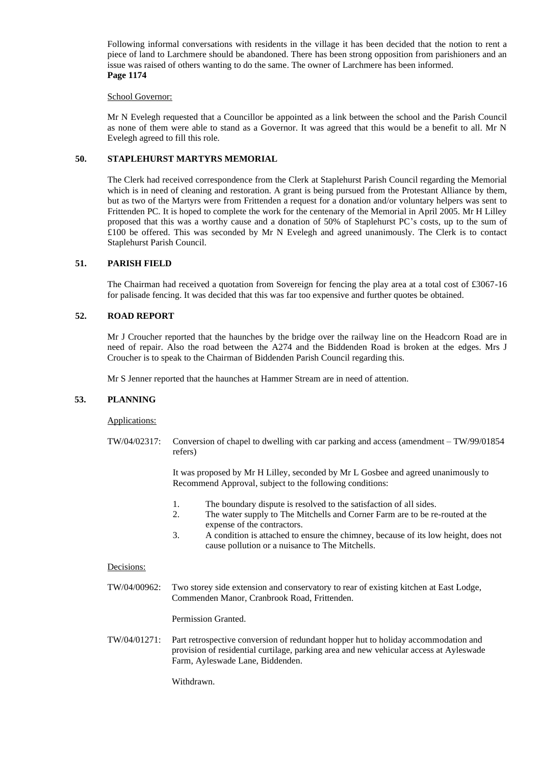Following informal conversations with residents in the village it has been decided that the notion to rent a piece of land to Larchmere should be abandoned. There has been strong opposition from parishioners and an issue was raised of others wanting to do the same. The owner of Larchmere has been informed.

**Page 1174**

School Governor:

Mr N Evelegh requested that a Councillor be appointed as a link between the school and the Parish Council as none of them were able to stand as a Governor. It was agreed that this would be a benefit to all. Mr N Evelegh agreed to fill this role.

## 50. STAPLEHURST MARTYRS MEMORIAL

The Clerk had received correspondence from the Clerk at Staplehurst Parish Council regarding the Memorial which is in need of cleaning and restoration. A grant is being pursued from the Protestant Alliance by them, but as two of the Martyrs were from Frittenden a request for a donation and/or voluntary helpers was sent to Frittenden PC. It is hoped to complete the work for the centenary of the Memorial in April 2005. Mr H Lilley proposed that this was a worthy cause and a donation of 50% of Staplehurst PC's costs, up to the sum of £100 be offered. This was seconded by Mr N Evelegh and agreed unanimously. The Clerk is to contact Staplehurst Parish Council.

## 51. PARISH FIELD

The Chairman had received a quotation from Sovereign for fencing the play area at a total cost of £3067-16 for palisade fencing. It was decided that this was far too expensive and further quotes be obtained.

## 52. ROAD REPORT

Mr J Croucher reported that the haunches by the bridge over the railway line on the Headcorn Road are in need of repair. Also the road between the A274 and the Biddenden Road is broken at the edges. Mrs J Croucher is to speak to the Chairman of Biddenden Parish Council regarding this.

Mr S Jenner reported that the haunches at Hammer Stream are in need of attention.

## 53. PLANNING

Applications:

TW/04/02317: Conversion of chapel to dwelling with car parking and access (amendment – TW/99/01854 refers)

It was proposed by Mr H Lilley, seconded by Mr L Gosbee and agreed unanimously to Recommend Approval, subject to the following conditions:

1. The boundary dispute is resolved to the satisfaction of all sides.
2. The water supply to The Mitchells and Corner Farm are to be re-routed at the expense of the contractors.
3. A condition is attached to ensure the chimney, because of its low height, does not cause pollution or a nuisance to The Mitchells.

Decisions:

TW/04/00962: Two storey side extension and conservatory to rear of existing kitchen at East Lodge, Commenden Manor, Cranbrook Road, Frittenden.

Permission Granted.

TW/04/01271: Part retrospective conversion of redundant hopper hut to holiday accommodation and provision of residential curtilage, parking area and new vehicular access at Ayleswade Farm, Ayleswade Lane, Biddenden.

Withdrawn.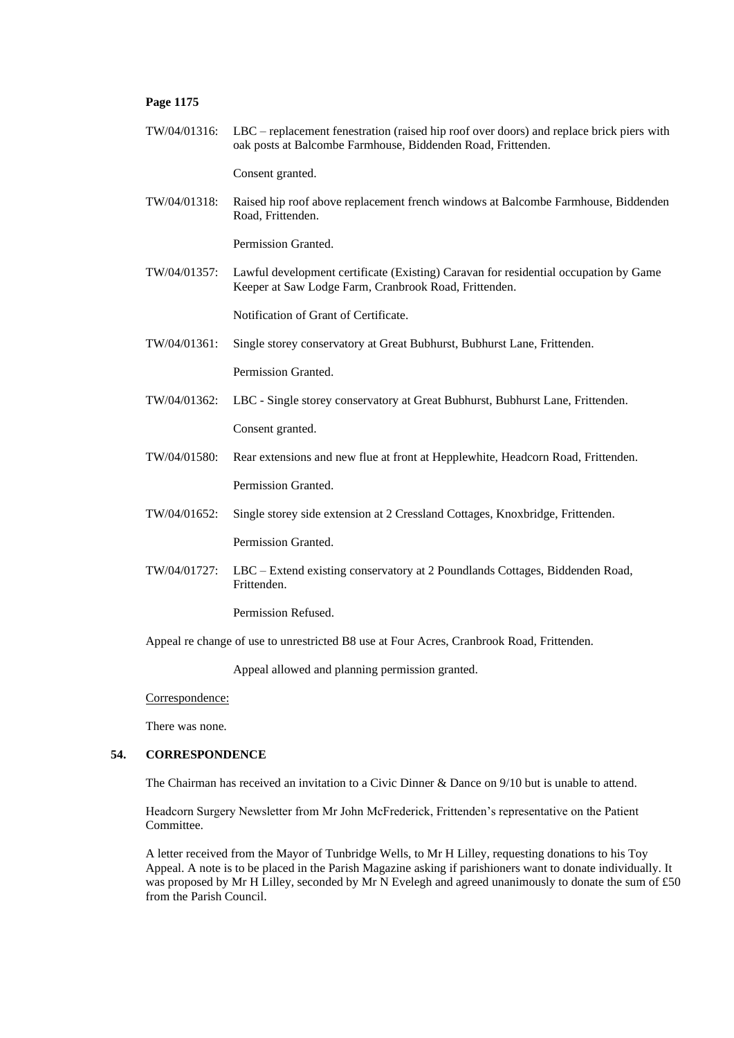**Page 1175**

TW/04/01316: LBC – replacement fenestration (raised hip roof over doors) and replace brick piers with oak posts at Balcombe Farmhouse, Biddenden Road, Frittenden.

Consent granted.

TW/04/01318: Raised hip roof above replacement french windows at Balcombe Farmhouse, Biddenden Road, Frittenden.

Permission Granted.

TW/04/01357: Lawful development certificate (Existing) Caravan for residential occupation by Game Keeper at Saw Lodge Farm, Cranbrook Road, Frittenden.

Notification of Grant of Certificate.

TW/04/01361: Single storey conservatory at Great Bubhurst, Bubhurst Lane, Frittenden.

Permission Granted.

TW/04/01362: LBC - Single storey conservatory at Great Bubhurst, Bubhurst Lane, Frittenden.

Consent granted.

TW/04/01580: Rear extensions and new flue at front at Hepplewhite, Headcorn Road, Frittenden.

Permission Granted.

TW/04/01652: Single storey side extension at 2 Cressland Cottages, Knoxbridge, Frittenden.

Permission Granted.

TW/04/01727: LBC – Extend existing conservatory at 2 Poundlands Cottages, Biddenden Road, Frittenden.

Permission Refused.

Appeal re change of use to unrestricted B8 use at Four Acres, Cranbrook Road, Frittenden.

Appeal allowed and planning permission granted.

Correspondence:

There was none.

**54. CORRESPONDENCE**

The Chairman has received an invitation to a Civic Dinner & Dance on 9/10 but is unable to attend.

Headcorn Surgery Newsletter from Mr John McFrederick, Frittenden's representative on the Patient Committee.

A letter received from the Mayor of Tunbridge Wells, to Mr H Lilley, requesting donations to his Toy Appeal. A note is to be placed in the Parish Magazine asking if parishioners want to donate individually. It was proposed by Mr H Lilley, seconded by Mr N Evelegh and agreed unanimously to donate the sum of £50 from the Parish Council.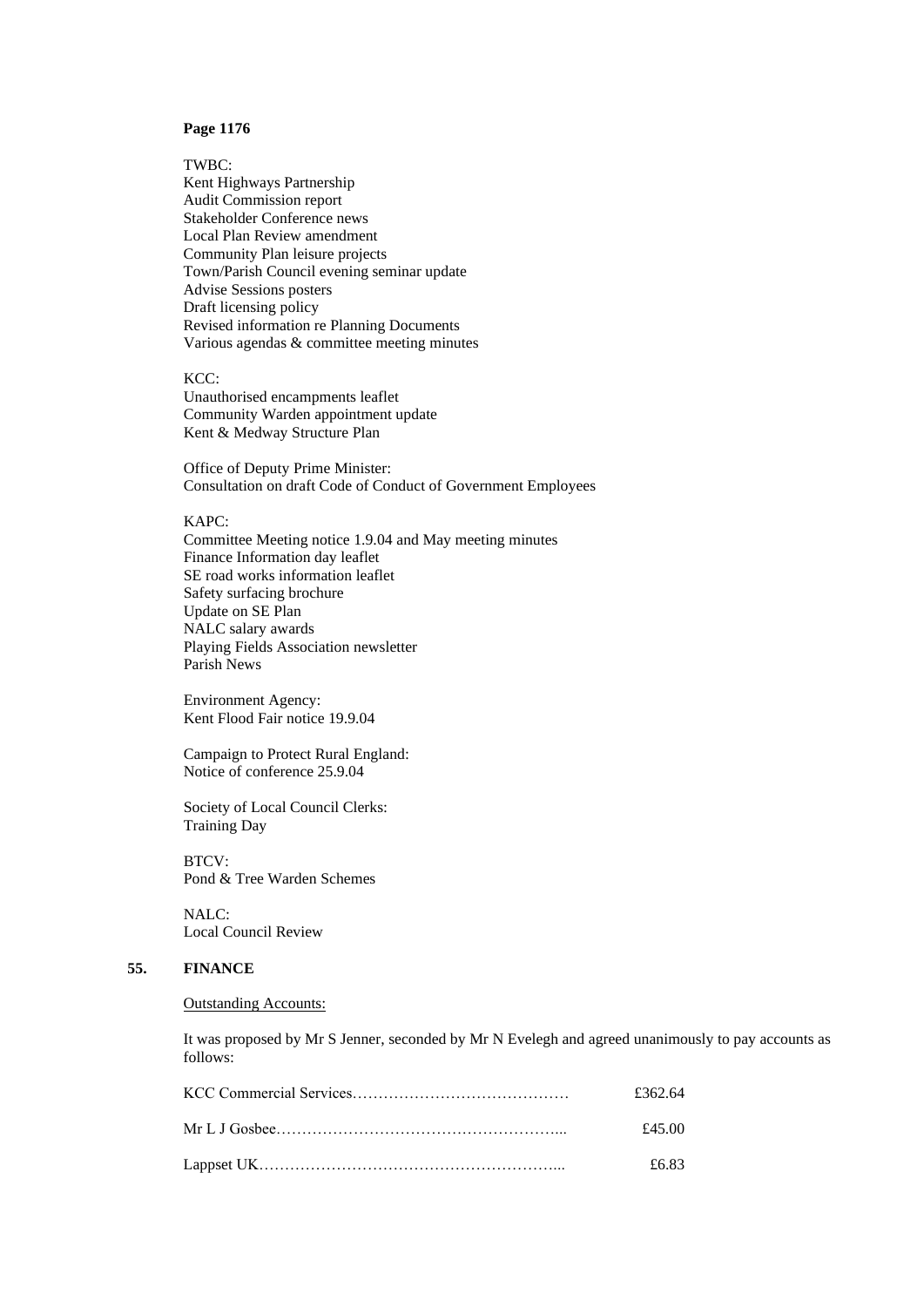TWBC:
Kent Highways Partnership
Audit Commission report
Stakeholder Conference news
Local Plan Review amendment
Community Plan leisure projects
Town/Parish Council evening seminar update
Advise Sessions posters
Draft licensing policy
Revised information re Planning Documents
Various agendas & committee meeting minutes

KCC:
Unauthorised encampments leaflet
Community Warden appointment update
Kent & Medway Structure Plan

Office of Deputy Prime Minister:
Consultation on draft Code of Conduct of Government Employees

KAPC:
Committee Meeting notice 1.9.04 and May meeting minutes
Finance Information day leaflet
SE road works information leaflet
Safety surfacing brochure
Update on SE Plan
NALC salary awards
Playing Fields Association newsletter
Parish News

Environment Agency:
Kent Flood Fair notice 19.9.04

Campaign to Protect Rural England:
Notice of conference 25.9.04

Society of Local Council Clerks:
Training Day

BTCV:
Pond & Tree Warden Schemes

NALC:
Local Council Review

**55. FINANCE**

Outstanding Accounts:

It was proposed by Mr S Jenner, seconded by Mr N Evelegh and agreed unanimously to pay accounts as follows:

KCC Commercial Services…………………………………… £362.64

Mr L J Gosbee……………………………………………... £45.00

Lappset UK………………………………………………... £6.83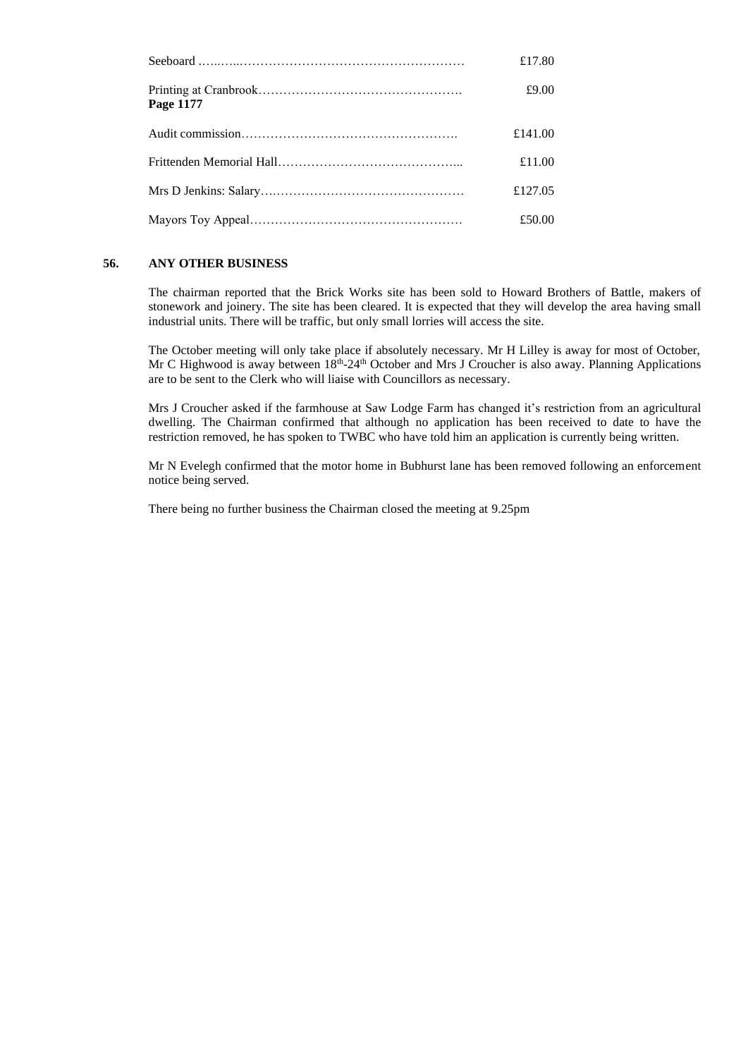| | |
|---|---|
| Seeboard ……..…………………………………………… | £17.80 |
| Printing at Cranbrook……………………………………… | £9.00 |

**Page 1177**

| | |
|---|---|
| Audit commission……………………………………………. | £141.00 |
| Frittenden Memorial Hall…………………………………... | £11.00 |
| Mrs D Jenkins: Salary….……………………………………… | £127.05 |
| Mayors Toy Appeal…………………………………………… | £50.00 |

**56. ANY OTHER BUSINESS**

The chairman reported that the Brick Works site has been sold to Howard Brothers of Battle, makers of stonework and joinery. The site has been cleared. It is expected that they will develop the area having small industrial units. There will be traffic, but only small lorries will access the site.

The October meeting will only take place if absolutely necessary. Mr H Lilley is away for most of October, Mr C Highwood is away between 18th-24th October and Mrs J Croucher is also away. Planning Applications are to be sent to the Clerk who will liaise with Councillors as necessary.

Mrs J Croucher asked if the farmhouse at Saw Lodge Farm has changed it's restriction from an agricultural dwelling. The Chairman confirmed that although no application has been received to date to have the restriction removed, he has spoken to TWBC who have told him an application is currently being written.

Mr N Evelegh confirmed that the motor home in Bubhurst lane has been removed following an enforcement notice being served.

There being no further business the Chairman closed the meeting at 9.25pm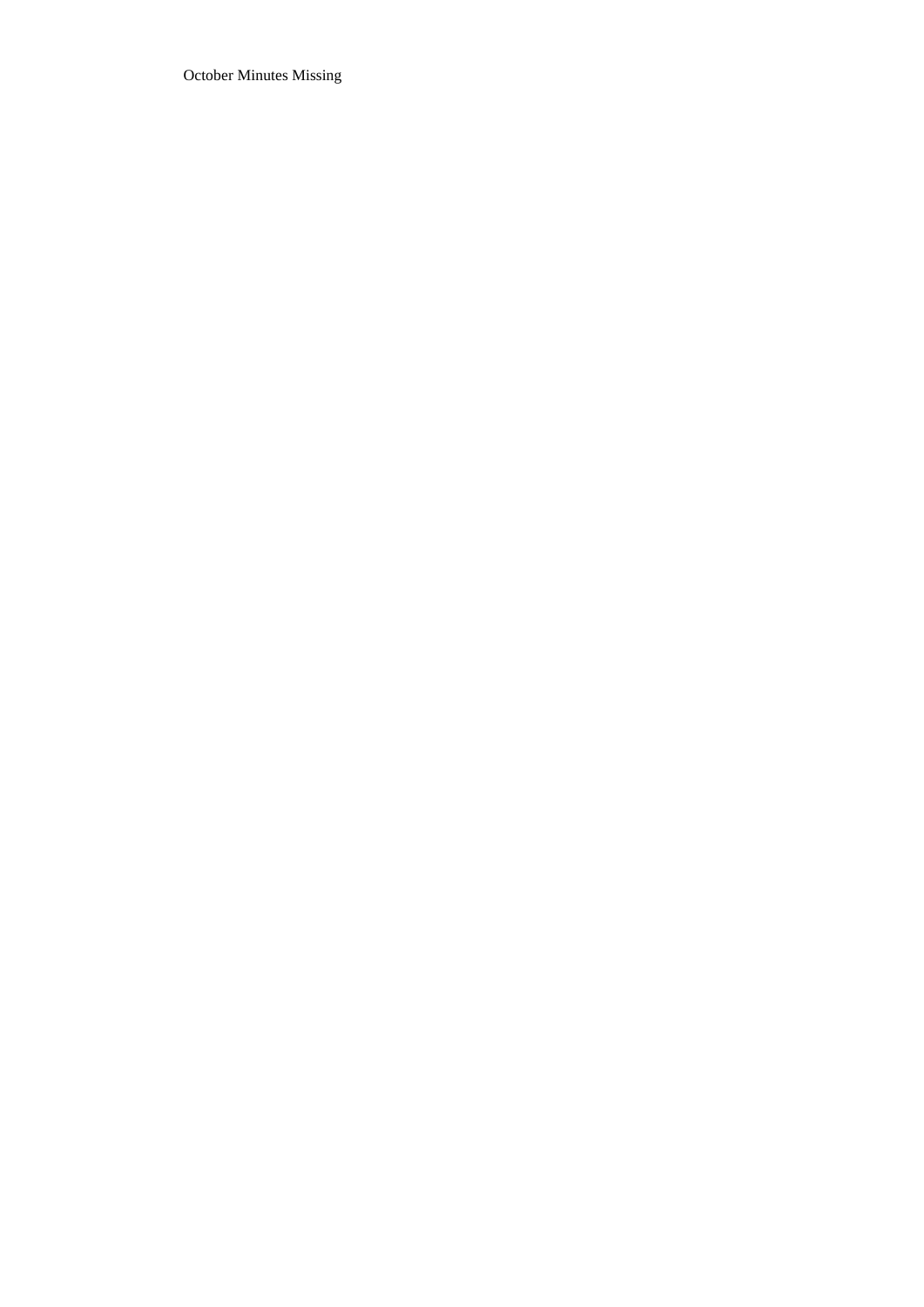October Minutes Missing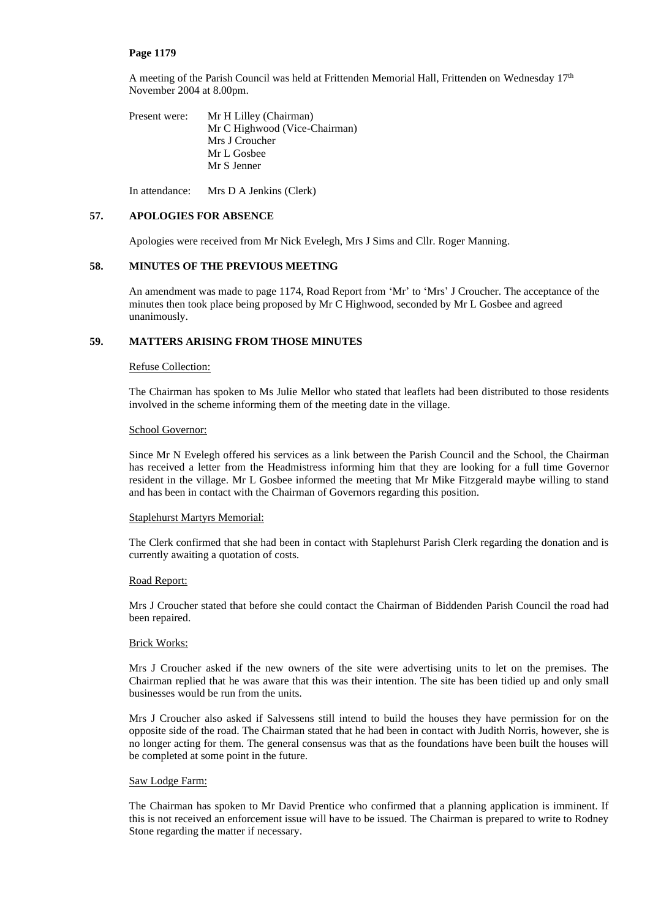**Page 1179**

A meeting of the Parish Council was held at Frittenden Memorial Hall, Frittenden on Wednesday 17th November 2004 at 8.00pm.

Present were: Mr H Lilley (Chairman)
Mr C Highwood (Vice-Chairman)
Mrs J Croucher
Mr L Gosbee
Mr S Jenner

In attendance: Mrs D A Jenkins (Clerk)

## 57. APOLOGIES FOR ABSENCE

Apologies were received from Mr Nick Evelegh, Mrs J Sims and Cllr. Roger Manning.

## 58. MINUTES OF THE PREVIOUS MEETING

An amendment was made to page 1174, Road Report from 'Mr' to 'Mrs' J Croucher. The acceptance of the minutes then took place being proposed by Mr C Highwood, seconded by Mr L Gosbee and agreed unanimously.

## 59. MATTERS ARISING FROM THOSE MINUTES

Refuse Collection:

The Chairman has spoken to Ms Julie Mellor who stated that leaflets had been distributed to those residents involved in the scheme informing them of the meeting date in the village.

School Governor:

Since Mr N Evelegh offered his services as a link between the Parish Council and the School, the Chairman has received a letter from the Headmistress informing him that they are looking for a full time Governor resident in the village. Mr L Gosbee informed the meeting that Mr Mike Fitzgerald maybe willing to stand and has been in contact with the Chairman of Governors regarding this position.

Staplehurst Martyrs Memorial:

The Clerk confirmed that she had been in contact with Staplehurst Parish Clerk regarding the donation and is currently awaiting a quotation of costs.

Road Report:

Mrs J Croucher stated that before she could contact the Chairman of Biddenden Parish Council the road had been repaired.

Brick Works:

Mrs J Croucher asked if the new owners of the site were advertising units to let on the premises. The Chairman replied that he was aware that this was their intention. The site has been tidied up and only small businesses would be run from the units.

Mrs J Croucher also asked if Salvessens still intend to build the houses they have permission for on the opposite side of the road. The Chairman stated that he had been in contact with Judith Norris, however, she is no longer acting for them. The general consensus was that as the foundations have been built the houses will be completed at some point in the future.

Saw Lodge Farm:

The Chairman has spoken to Mr David Prentice who confirmed that a planning application is imminent. If this is not received an enforcement issue will have to be issued. The Chairman is prepared to write to Rodney Stone regarding the matter if necessary.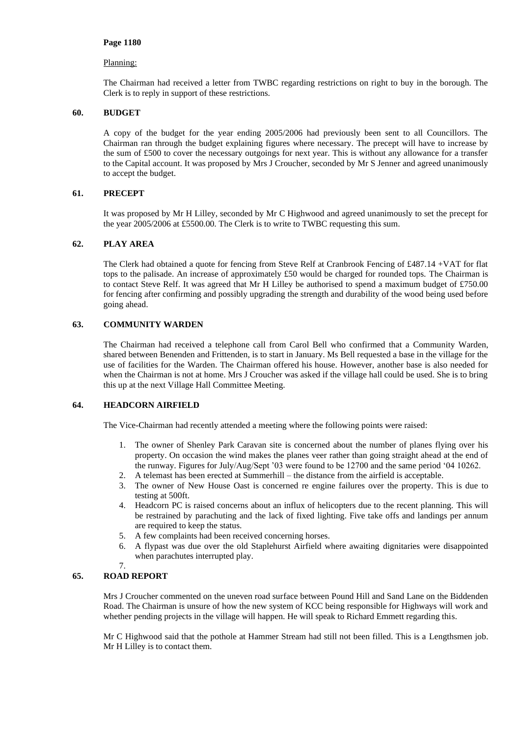**Page 1180**

Planning:

The Chairman had received a letter from TWBC regarding restrictions on right to buy in the borough. The Clerk is to reply in support of these restrictions.

## 60. BUDGET

A copy of the budget for the year ending 2005/2006 had previously been sent to all Councillors. The Chairman ran through the budget explaining figures where necessary. The precept will have to increase by the sum of £500 to cover the necessary outgoings for next year. This is without any allowance for a transfer to the Capital account. It was proposed by Mrs J Croucher, seconded by Mr S Jenner and agreed unanimously to accept the budget.

## 61. PRECEPT

It was proposed by Mr H Lilley, seconded by Mr C Highwood and agreed unanimously to set the precept for the year 2005/2006 at £5500.00. The Clerk is to write to TWBC requesting this sum.

## 62. PLAY AREA

The Clerk had obtained a quote for fencing from Steve Relf at Cranbrook Fencing of £487.14 +VAT for flat tops to the palisade. An increase of approximately £50 would be charged for rounded tops. The Chairman is to contact Steve Relf. It was agreed that Mr H Lilley be authorised to spend a maximum budget of £750.00 for fencing after confirming and possibly upgrading the strength and durability of the wood being used before going ahead.

## 63. COMMUNITY WARDEN

The Chairman had received a telephone call from Carol Bell who confirmed that a Community Warden, shared between Benenden and Frittenden, is to start in January. Ms Bell requested a base in the village for the use of facilities for the Warden. The Chairman offered his house. However, another base is also needed for when the Chairman is not at home. Mrs J Croucher was asked if the village hall could be used. She is to bring this up at the next Village Hall Committee Meeting.

## 64. HEADCORN AIRFIELD

The Vice-Chairman had recently attended a meeting where the following points were raised:

1. The owner of Shenley Park Caravan site is concerned about the number of planes flying over his property. On occasion the wind makes the planes veer rather than going straight ahead at the end of the runway. Figures for July/Aug/Sept '03 were found to be 12700 and the same period '04 10262.
2. A telemast has been erected at Summerhill – the distance from the airfield is acceptable.
3. The owner of New House Oast is concerned re engine failures over the property. This is due to testing at 500ft.
4. Headcorn PC is raised concerns about an influx of helicopters due to the recent planning. This will be restrained by parachuting and the lack of fixed lighting. Five take offs and landings per annum are required to keep the status.
5. A few complaints had been received concerning horses.
6. A flypast was due over the old Staplehurst Airfield where awaiting dignitaries were disappointed when parachutes interrupted play.
7.

## 65. ROAD REPORT

Mrs J Croucher commented on the uneven road surface between Pound Hill and Sand Lane on the Biddenden Road. The Chairman is unsure of how the new system of KCC being responsible for Highways will work and whether pending projects in the village will happen. He will speak to Richard Emmett regarding this.

Mr C Highwood said that the pothole at Hammer Stream had still not been filled. This is a Lengthsmen job. Mr H Lilley is to contact them.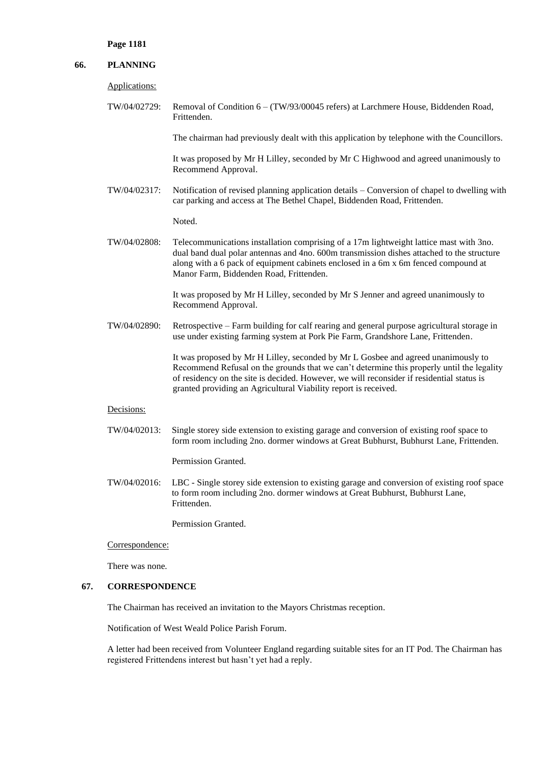**Page 1181**

## 66. PLANNING

Applications:

TW/04/02729: Removal of Condition 6 – (TW/93/00045 refers) at Larchmere House, Biddenden Road, Frittenden.

The chairman had previously dealt with this application by telephone with the Councillors.

It was proposed by Mr H Lilley, seconded by Mr C Highwood and agreed unanimously to Recommend Approval.

TW/04/02317: Notification of revised planning application details – Conversion of chapel to dwelling with car parking and access at The Bethel Chapel, Biddenden Road, Frittenden.

Noted.

TW/04/02808: Telecommunications installation comprising of a 17m lightweight lattice mast with 3no. dual band dual polar antennas and 4no. 600m transmission dishes attached to the structure along with a 6 pack of equipment cabinets enclosed in a 6m x 6m fenced compound at Manor Farm, Biddenden Road, Frittenden.

It was proposed by Mr H Lilley, seconded by Mr S Jenner and agreed unanimously to Recommend Approval.

TW/04/02890: Retrospective – Farm building for calf rearing and general purpose agricultural storage in use under existing farming system at Pork Pie Farm, Grandshore Lane, Frittenden.

It was proposed by Mr H Lilley, seconded by Mr L Gosbee and agreed unanimously to Recommend Refusal on the grounds that we can't determine this properly until the legality of residency on the site is decided. However, we will reconsider if residential status is granted providing an Agricultural Viability report is received.

Decisions:

TW/04/02013: Single storey side extension to existing garage and conversion of existing roof space to form room including 2no. dormer windows at Great Bubhurst, Bubhurst Lane, Frittenden.

Permission Granted.

TW/04/02016: LBC - Single storey side extension to existing garage and conversion of existing roof space to form room including 2no. dormer windows at Great Bubhurst, Bubhurst Lane, Frittenden.

Permission Granted.

Correspondence:

There was none.

## 67. CORRESPONDENCE

The Chairman has received an invitation to the Mayors Christmas reception.

Notification of West Weald Police Parish Forum.

A letter had been received from Volunteer England regarding suitable sites for an IT Pod. The Chairman has registered Frittendens interest but hasn't yet had a reply.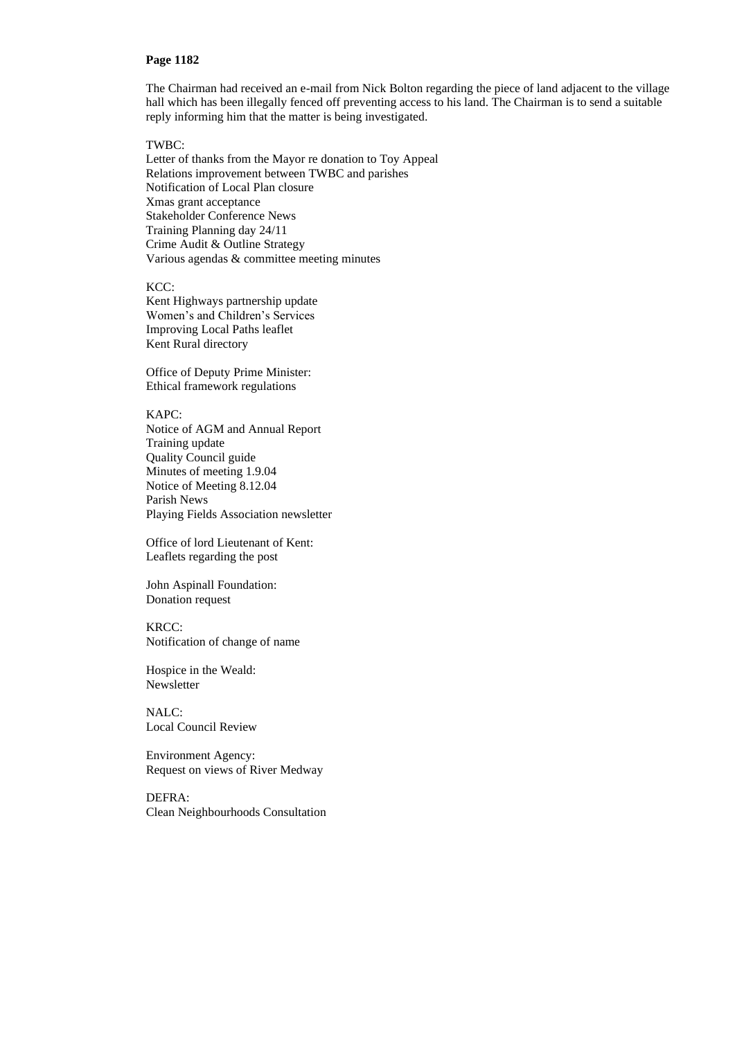**Page 1182**

The Chairman had received an e-mail from Nick Bolton regarding the piece of land adjacent to the village hall which has been illegally fenced off preventing access to his land. The Chairman is to send a suitable reply informing him that the matter is being investigated.

TWBC:
Letter of thanks from the Mayor re donation to Toy Appeal
Relations improvement between TWBC and parishes
Notification of Local Plan closure
Xmas grant acceptance
Stakeholder Conference News
Training Planning day 24/11
Crime Audit & Outline Strategy
Various agendas & committee meeting minutes

KCC:
Kent Highways partnership update
Women's and Children's Services
Improving Local Paths leaflet
Kent Rural directory

Office of Deputy Prime Minister:
Ethical framework regulations

KAPC:
Notice of AGM and Annual Report
Training update
Quality Council guide
Minutes of meeting 1.9.04
Notice of Meeting 8.12.04
Parish News
Playing Fields Association newsletter

Office of lord Lieutenant of Kent:
Leaflets regarding the post

John Aspinall Foundation:
Donation request

KRCC:
Notification of change of name

Hospice in the Weald:
Newsletter

NALC:
Local Council Review

Environment Agency:
Request on views of River Medway

DEFRA:
Clean Neighbourhoods Consultation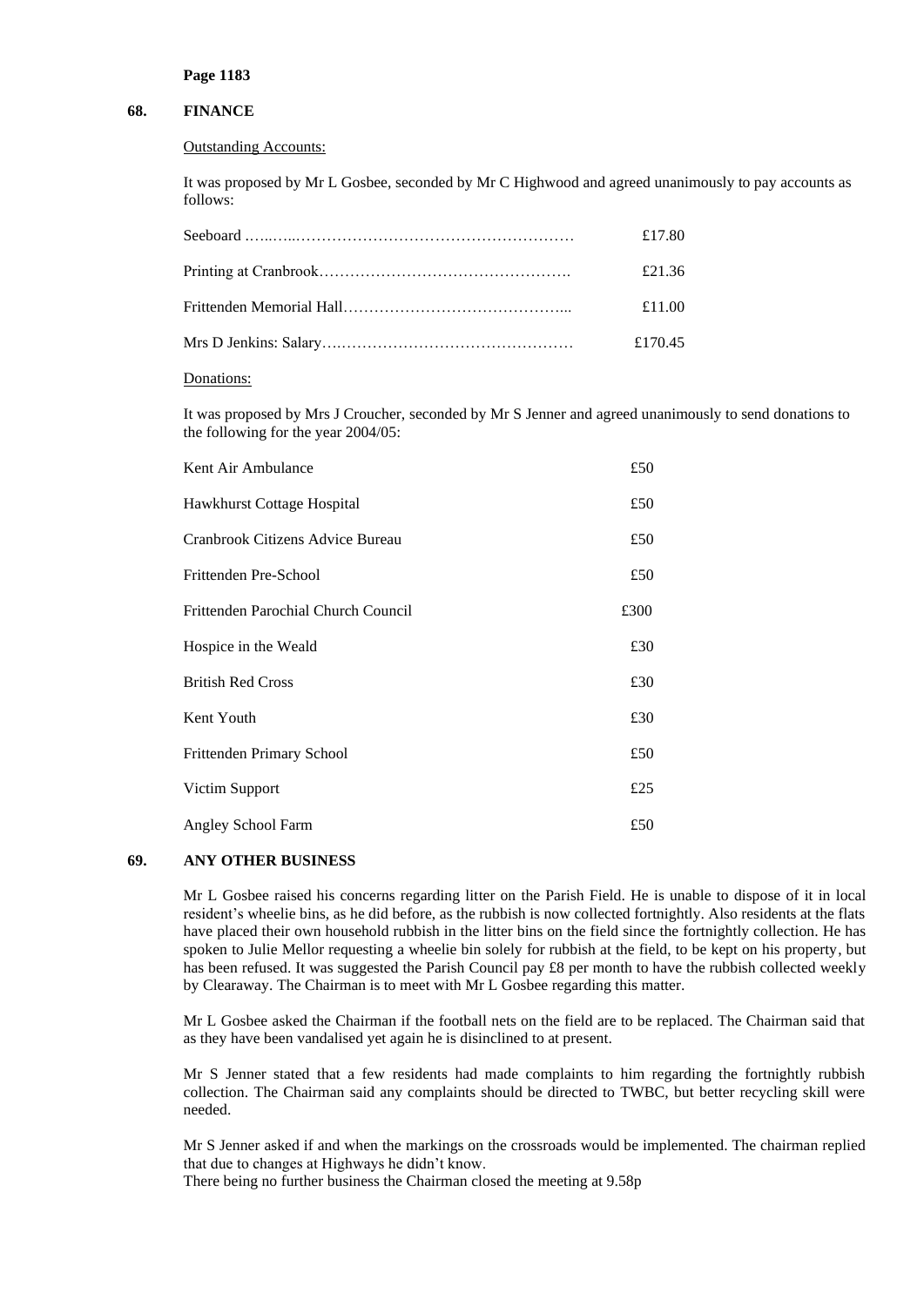**Page 1183**

## 68. FINANCE

Outstanding Accounts:

It was proposed by Mr L Gosbee, seconded by Mr C Highwood and agreed unanimously to pay accounts as follows:

| | |
|---|---|
| Seeboard | £17.80 |
| Printing at Cranbrook | £21.36 |
| Frittenden Memorial Hall | £11.00 |
| Mrs D Jenkins: Salary | £170.45 |

Donations:

It was proposed by Mrs J Croucher, seconded by Mr S Jenner and agreed unanimously to send donations to the following for the year 2004/05:

| | |
|---|---|
| Kent Air Ambulance | £50 |
| Hawkhurst Cottage Hospital | £50 |
| Cranbrook Citizens Advice Bureau | £50 |
| Frittenden Pre-School | £50 |
| Frittenden Parochial Church Council | £300 |
| Hospice in the Weald | £30 |
| British Red Cross | £30 |
| Kent Youth | £30 |
| Frittenden Primary School | £50 |
| Victim Support | £25 |
| Angley School Farm | £50 |

## 69. ANY OTHER BUSINESS

Mr L Gosbee raised his concerns regarding litter on the Parish Field. He is unable to dispose of it in local resident's wheelie bins, as he did before, as the rubbish is now collected fortnightly. Also residents at the flats have placed their own household rubbish in the litter bins on the field since the fortnightly collection. He has spoken to Julie Mellor requesting a wheelie bin solely for rubbish at the field, to be kept on his property, but has been refused. It was suggested the Parish Council pay £8 per month to have the rubbish collected weekly by Clearaway. The Chairman is to meet with Mr L Gosbee regarding this matter.

Mr L Gosbee asked the Chairman if the football nets on the field are to be replaced. The Chairman said that as they have been vandalised yet again he is disinclined to at present.

Mr S Jenner stated that a few residents had made complaints to him regarding the fortnightly rubbish collection. The Chairman said any complaints should be directed to TWBC, but better recycling skill were needed.

Mr S Jenner asked if and when the markings on the crossroads would be implemented. The chairman replied that due to changes at Highways he didn't know.

There being no further business the Chairman closed the meeting at 9.58p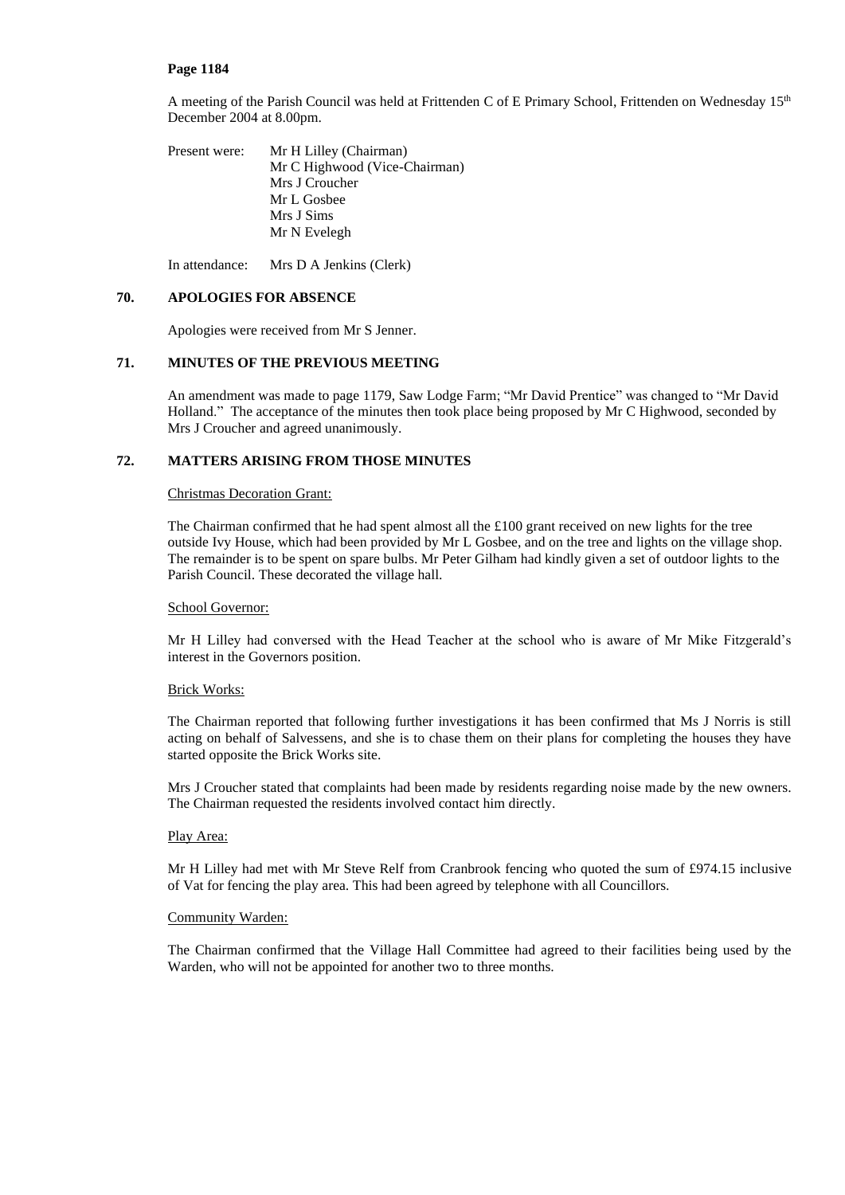A meeting of the Parish Council was held at Frittenden C of E Primary School, Frittenden on Wednesday 15th December 2004 at 8.00pm.

Present were: Mr H Lilley (Chairman)
Mr C Highwood (Vice-Chairman)
Mrs J Croucher
Mr L Gosbee
Mrs J Sims
Mr N Evelegh

In attendance: Mrs D A Jenkins (Clerk)

## 70. APOLOGIES FOR ABSENCE

Apologies were received from Mr S Jenner.

## 71. MINUTES OF THE PREVIOUS MEETING

An amendment was made to page 1179, Saw Lodge Farm; "Mr David Prentice" was changed to "Mr David Holland." The acceptance of the minutes then took place being proposed by Mr C Highwood, seconded by Mrs J Croucher and agreed unanimously.

## 72. MATTERS ARISING FROM THOSE MINUTES

Christmas Decoration Grant:

The Chairman confirmed that he had spent almost all the £100 grant received on new lights for the tree outside Ivy House, which had been provided by Mr L Gosbee, and on the tree and lights on the village shop. The remainder is to be spent on spare bulbs. Mr Peter Gilham had kindly given a set of outdoor lights to the Parish Council. These decorated the village hall.

School Governor:

Mr H Lilley had conversed with the Head Teacher at the school who is aware of Mr Mike Fitzgerald's interest in the Governors position.

Brick Works:

The Chairman reported that following further investigations it has been confirmed that Ms J Norris is still acting on behalf of Salvessens, and she is to chase them on their plans for completing the houses they have started opposite the Brick Works site.

Mrs J Croucher stated that complaints had been made by residents regarding noise made by the new owners. The Chairman requested the residents involved contact him directly.

Play Area:

Mr H Lilley had met with Mr Steve Relf from Cranbrook fencing who quoted the sum of £974.15 inclusive of Vat for fencing the play area. This had been agreed by telephone with all Councillors.

Community Warden:

The Chairman confirmed that the Village Hall Committee had agreed to their facilities being used by the Warden, who will not be appointed for another two to three months.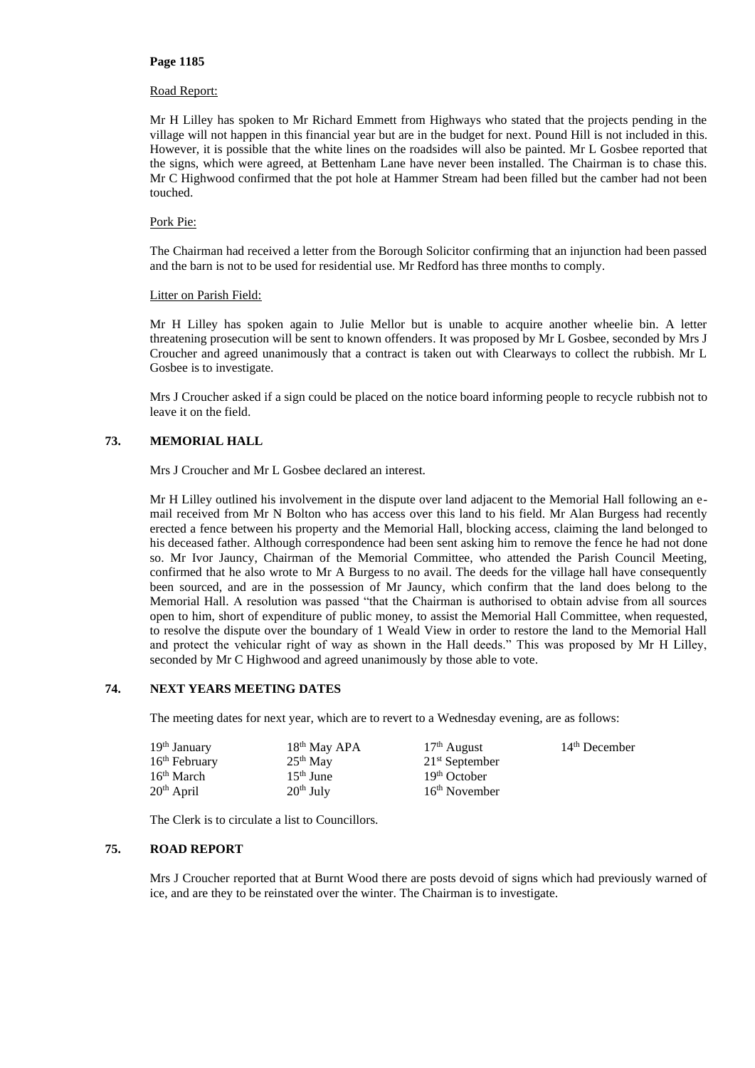Road Report:

Mr H Lilley has spoken to Mr Richard Emmett from Highways who stated that the projects pending in the village will not happen in this financial year but are in the budget for next. Pound Hill is not included in this. However, it is possible that the white lines on the roadsides will also be painted. Mr L Gosbee reported that the signs, which were agreed, at Bettenham Lane have never been installed. The Chairman is to chase this. Mr C Highwood confirmed that the pot hole at Hammer Stream had been filled but the camber had not been touched.

Pork Pie:

The Chairman had received a letter from the Borough Solicitor confirming that an injunction had been passed and the barn is not to be used for residential use. Mr Redford has three months to comply.

Litter on Parish Field:

Mr H Lilley has spoken again to Julie Mellor but is unable to acquire another wheelie bin. A letter threatening prosecution will be sent to known offenders. It was proposed by Mr L Gosbee, seconded by Mrs J Croucher and agreed unanimously that a contract is taken out with Clearways to collect the rubbish. Mr L Gosbee is to investigate.

Mrs J Croucher asked if a sign could be placed on the notice board informing people to recycle rubbish not to leave it on the field.

## 73. MEMORIAL HALL

Mrs J Croucher and Mr L Gosbee declared an interest.

Mr H Lilley outlined his involvement in the dispute over land adjacent to the Memorial Hall following an e-mail received from Mr N Bolton who has access over this land to his field. Mr Alan Burgess had recently erected a fence between his property and the Memorial Hall, blocking access, claiming the land belonged to his deceased father. Although correspondence had been sent asking him to remove the fence he had not done so. Mr Ivor Jauncy, Chairman of the Memorial Committee, who attended the Parish Council Meeting, confirmed that he also wrote to Mr A Burgess to no avail. The deeds for the village hall have consequently been sourced, and are in the possession of Mr Jauncy, which confirm that the land does belong to the Memorial Hall. A resolution was passed "that the Chairman is authorised to obtain advise from all sources open to him, short of expenditure of public money, to assist the Memorial Hall Committee, when requested, to resolve the dispute over the boundary of 1 Weald View in order to restore the land to the Memorial Hall and protect the vehicular right of way as shown in the Hall deeds." This was proposed by Mr H Lilley, seconded by Mr C Highwood and agreed unanimously by those able to vote.

## 74. NEXT YEARS MEETING DATES

The meeting dates for next year, which are to revert to a Wednesday evening, are as follows:

| | | | |
|---|---|---|---|
| 19th January | 18th May APA | 17th August | 14th December |
| 16th February | 25th May | 21st September | |
| 16th March | 15th June | 19th October | |
| 20th April | 20th July | 16th November | |

The Clerk is to circulate a list to Councillors.

## 75. ROAD REPORT

Mrs J Croucher reported that at Burnt Wood there are posts devoid of signs which had previously warned of ice, and are they to be reinstated over the winter. The Chairman is to investigate.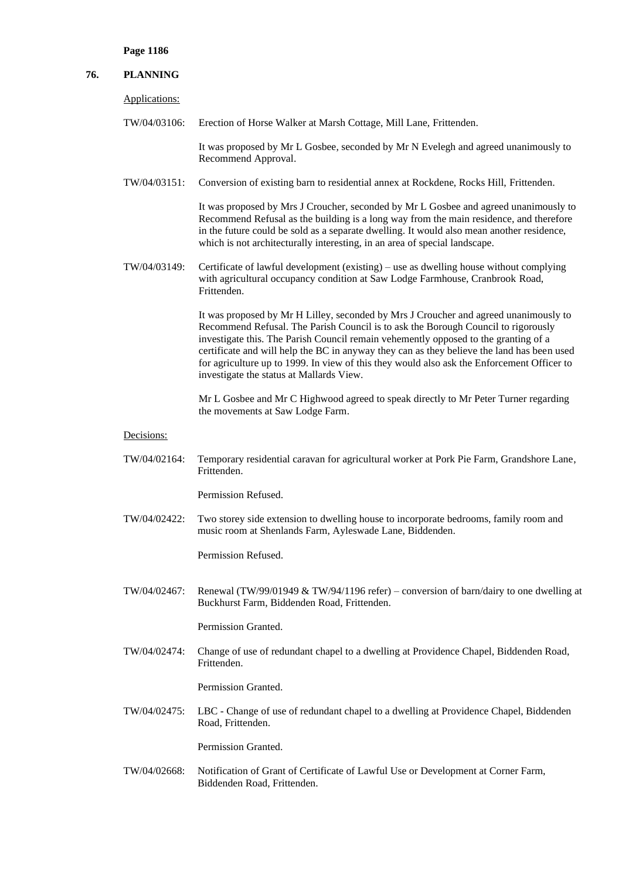**Page 1186**

## 76. PLANNING

Applications:

TW/04/03106: Erection of Horse Walker at Marsh Cottage, Mill Lane, Frittenden.

It was proposed by Mr L Gosbee, seconded by Mr N Evelegh and agreed unanimously to Recommend Approval.

TW/04/03151: Conversion of existing barn to residential annex at Rockdene, Rocks Hill, Frittenden.

It was proposed by Mrs J Croucher, seconded by Mr L Gosbee and agreed unanimously to Recommend Refusal as the building is a long way from the main residence, and therefore in the future could be sold as a separate dwelling. It would also mean another residence, which is not architecturally interesting, in an area of special landscape.

TW/04/03149: Certificate of lawful development (existing) – use as dwelling house without complying with agricultural occupancy condition at Saw Lodge Farmhouse, Cranbrook Road, Frittenden.

It was proposed by Mr H Lilley, seconded by Mrs J Croucher and agreed unanimously to Recommend Refusal. The Parish Council is to ask the Borough Council to rigorously investigate this. The Parish Council remain vehemently opposed to the granting of a certificate and will help the BC in anyway they can as they believe the land has been used for agriculture up to 1999. In view of this they would also ask the Enforcement Officer to investigate the status at Mallards View.

Mr L Gosbee and Mr C Highwood agreed to speak directly to Mr Peter Turner regarding the movements at Saw Lodge Farm.

Decisions:

TW/04/02164: Temporary residential caravan for agricultural worker at Pork Pie Farm, Grandshore Lane, Frittenden.

Permission Refused.

TW/04/02422: Two storey side extension to dwelling house to incorporate bedrooms, family room and music room at Shenlands Farm, Ayleswade Lane, Biddenden.

Permission Refused.

TW/04/02467: Renewal (TW/99/01949 & TW/94/1196 refer) – conversion of barn/dairy to one dwelling at Buckhurst Farm, Biddenden Road, Frittenden.

Permission Granted.

TW/04/02474: Change of use of redundant chapel to a dwelling at Providence Chapel, Biddenden Road, Frittenden.

Permission Granted.

TW/04/02475: LBC - Change of use of redundant chapel to a dwelling at Providence Chapel, Biddenden Road, Frittenden.

Permission Granted.

TW/04/02668: Notification of Grant of Certificate of Lawful Use or Development at Corner Farm, Biddenden Road, Frittenden.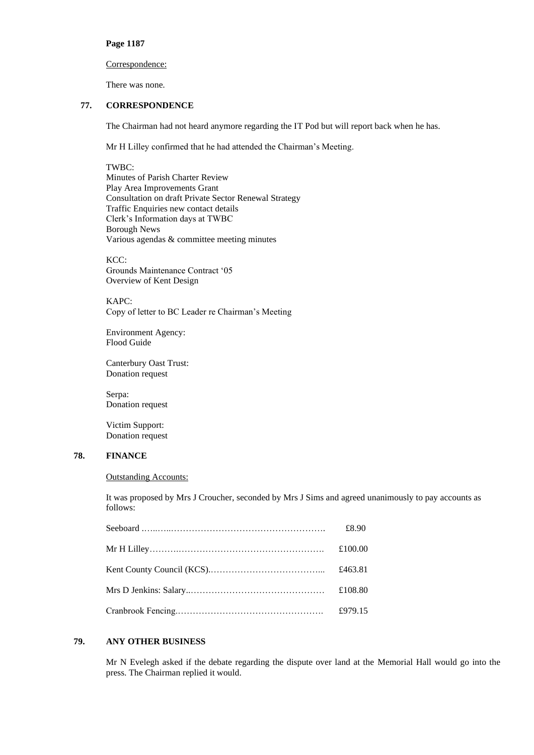Correspondence:

There was none.

## 77. CORRESPONDENCE

The Chairman had not heard anymore regarding the IT Pod but will report back when he has.

Mr H Lilley confirmed that he had attended the Chairman's Meeting.

TWBC:
Minutes of Parish Charter Review
Play Area Improvements Grant
Consultation on draft Private Sector Renewal Strategy
Traffic Enquiries new contact details
Clerk's Information days at TWBC
Borough News
Various agendas & committee meeting minutes

KCC:
Grounds Maintenance Contract '05
Overview of Kent Design

KAPC:
Copy of letter to BC Leader re Chairman's Meeting

Environment Agency:
Flood Guide

Canterbury Oast Trust:
Donation request

Serpa:
Donation request

Victim Support:
Donation request

## 78. FINANCE

Outstanding Accounts:

It was proposed by Mrs J Croucher, seconded by Mrs J Sims and agreed unanimously to pay accounts as follows:

| | |
|---|---|
| Seeboard …..…..……………………………………………. | £8.90 |
| Mr H Lilley……….…………………………………………. | £100.00 |
| Kent County Council (KCS).………………………………... | £463.81 |
| Mrs D Jenkins: Salary..……………………………………… | £108.80 |
| Cranbrook Fencing.…………………………………………. | £979.15 |

## 79. ANY OTHER BUSINESS

Mr N Evelegh asked if the debate regarding the dispute over land at the Memorial Hall would go into the press. The Chairman replied it would.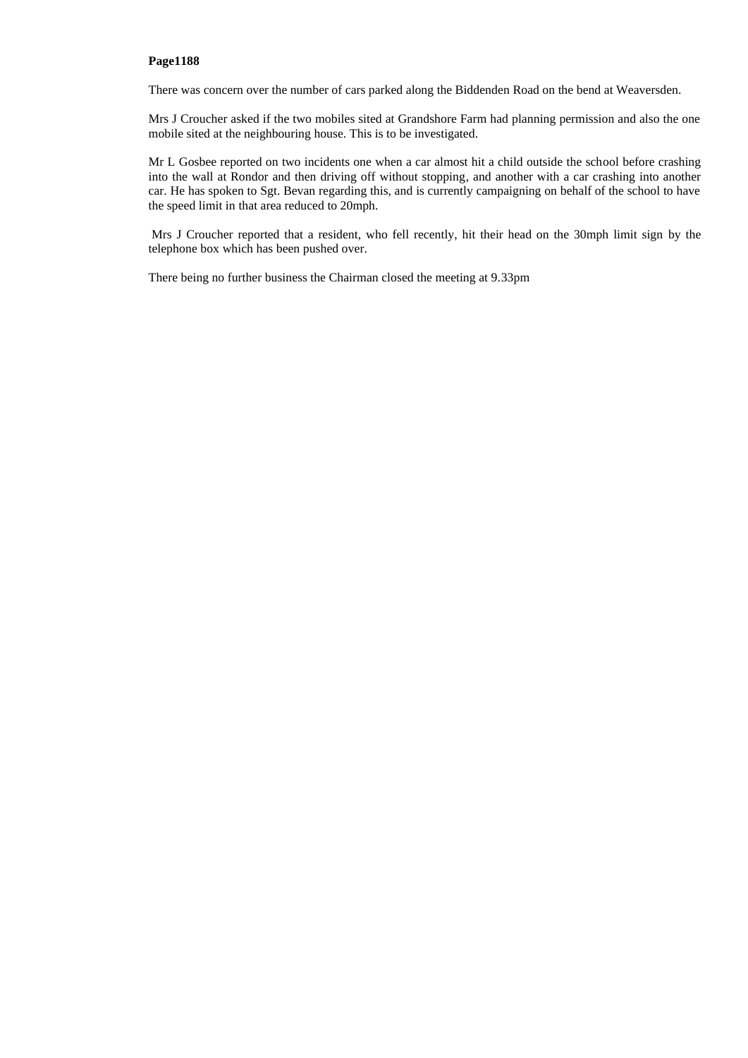**Page1188**

There was concern over the number of cars parked along the Biddenden Road on the bend at Weaversden.

Mrs J Croucher asked if the two mobiles sited at Grandshore Farm had planning permission and also the one mobile sited at the neighbouring house. This is to be investigated.

Mr L Gosbee reported on two incidents one when a car almost hit a child outside the school before crashing into the wall at Rondor and then driving off without stopping, and another with a car crashing into another car. He has spoken to Sgt. Bevan regarding this, and is currently campaigning on behalf of the school to have the speed limit in that area reduced to 20mph.

Mrs J Croucher reported that a resident, who fell recently, hit their head on the 30mph limit sign by the telephone box which has been pushed over.

There being no further business the Chairman closed the meeting at 9.33pm